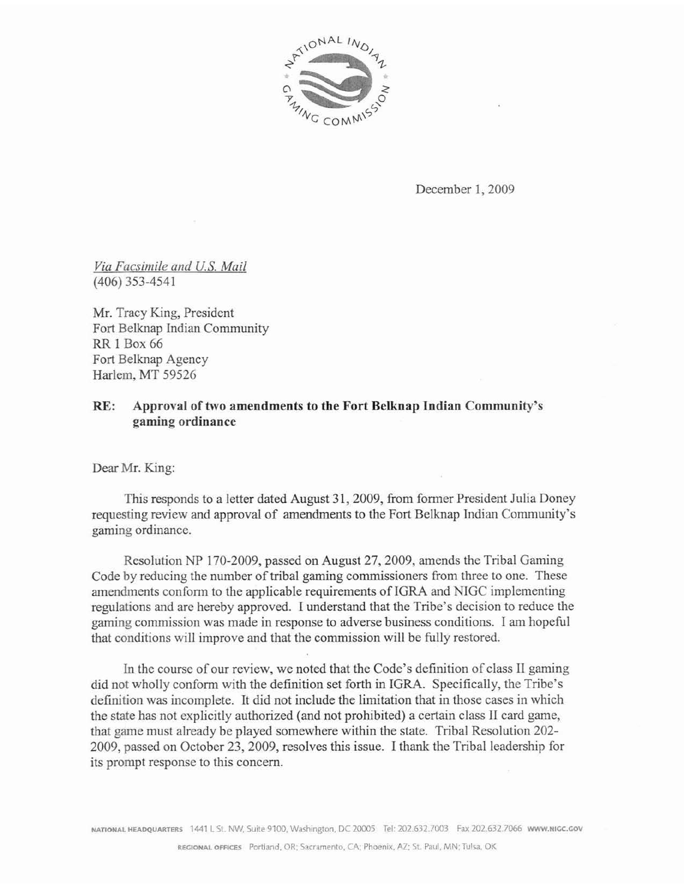December 1, 2009

*Via Facsimile and U.S. Mail*
(406) 353-4541

Mr. Tracy King, President
Fort Belknap Indian Community
RR 1 Box 66
Fort Belknap Agency
Harlem, MT 59526

**RE: Approval of two amendments to the Fort Belknap Indian Community's gaming ordinance**

Dear Mr. King:

This responds to a letter dated August 31, 2009, from former President Julia Doney requesting review and approval of amendments to the Fort Belknap Indian Community's gaming ordinance.

Resolution NP 170-2009, passed on August 27, 2009, amends the Tribal Gaming Code by reducing the number of tribal gaming commissioners from three to one. These amendments conform to the applicable requirements of IGRA and NIGC implementing regulations and are hereby approved. I understand that the Tribe's decision to reduce the gaming commission was made in response to adverse business conditions. I am hopeful that conditions will improve and that the commission will be fully restored.

In the course of our review, we noted that the Code's definition of class II gaming did not wholly conform with the definition set forth in IGRA. Specifically, the Tribe's definition was incomplete. It did not include the limitation that in those cases in which the state has not explicitly authorized (and not prohibited) a certain class II card game, that game must already be played somewhere within the state. Tribal Resolution 202-2009, passed on October 23, 2009, resolves this issue. I thank the Tribal leadership for its prompt response to this concern.

NATIONAL HEADQUARTERS 1441 L St. NW, Suite 9100, Washington, DC 20005 Tel: 202.632.7003 Fax 202.632.7066 WWW.NIGC.GOV

REGIONAL OFFICES Portland, OR; Sacramento, CA; Phoenix, AZ; St. Paul, MN; Tulsa, OK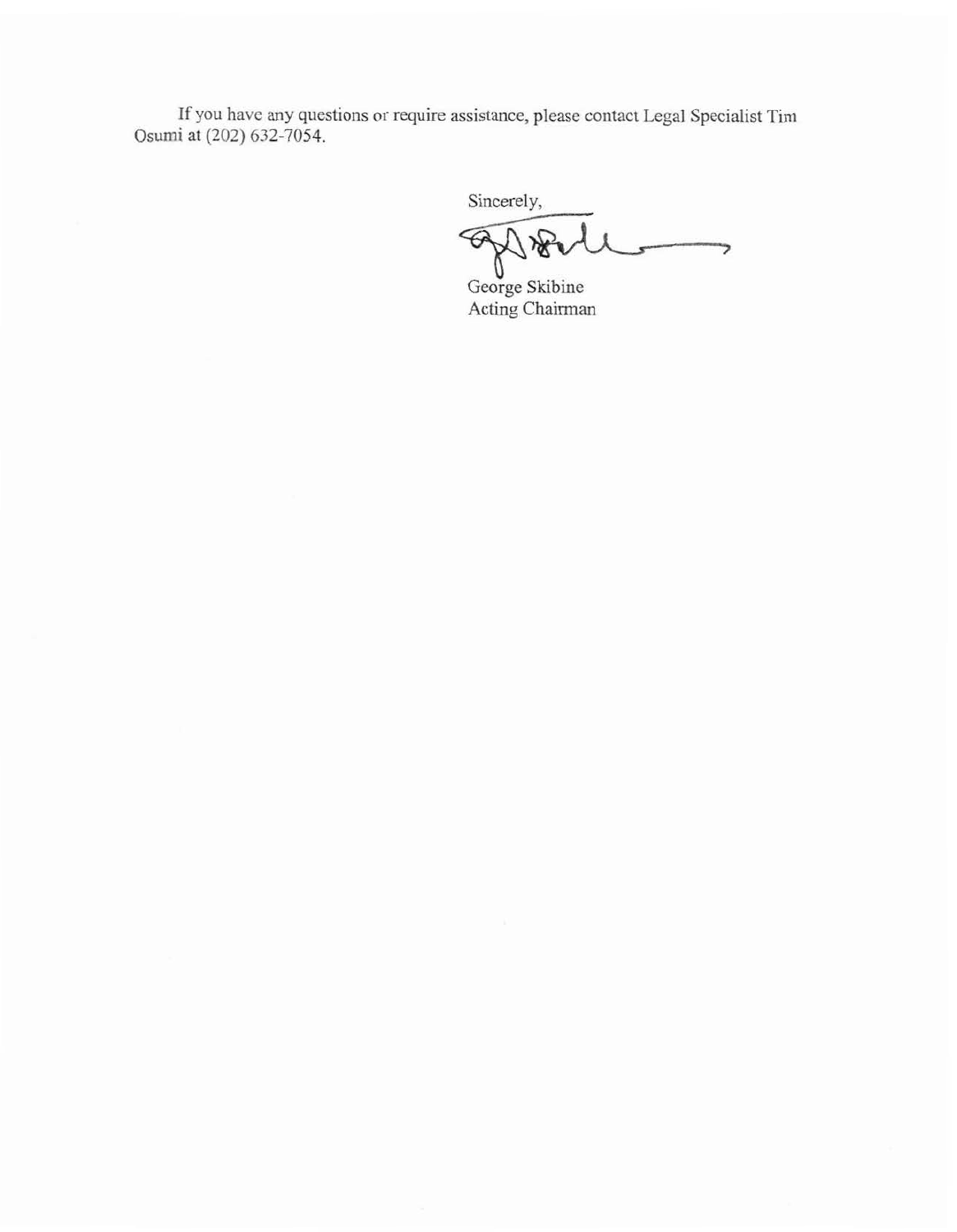If you have any questions or require assistance, please contact Legal Specialist Tim Osumi at (202) 632-7054.

Sincerely,

George Skibine
Acting Chairman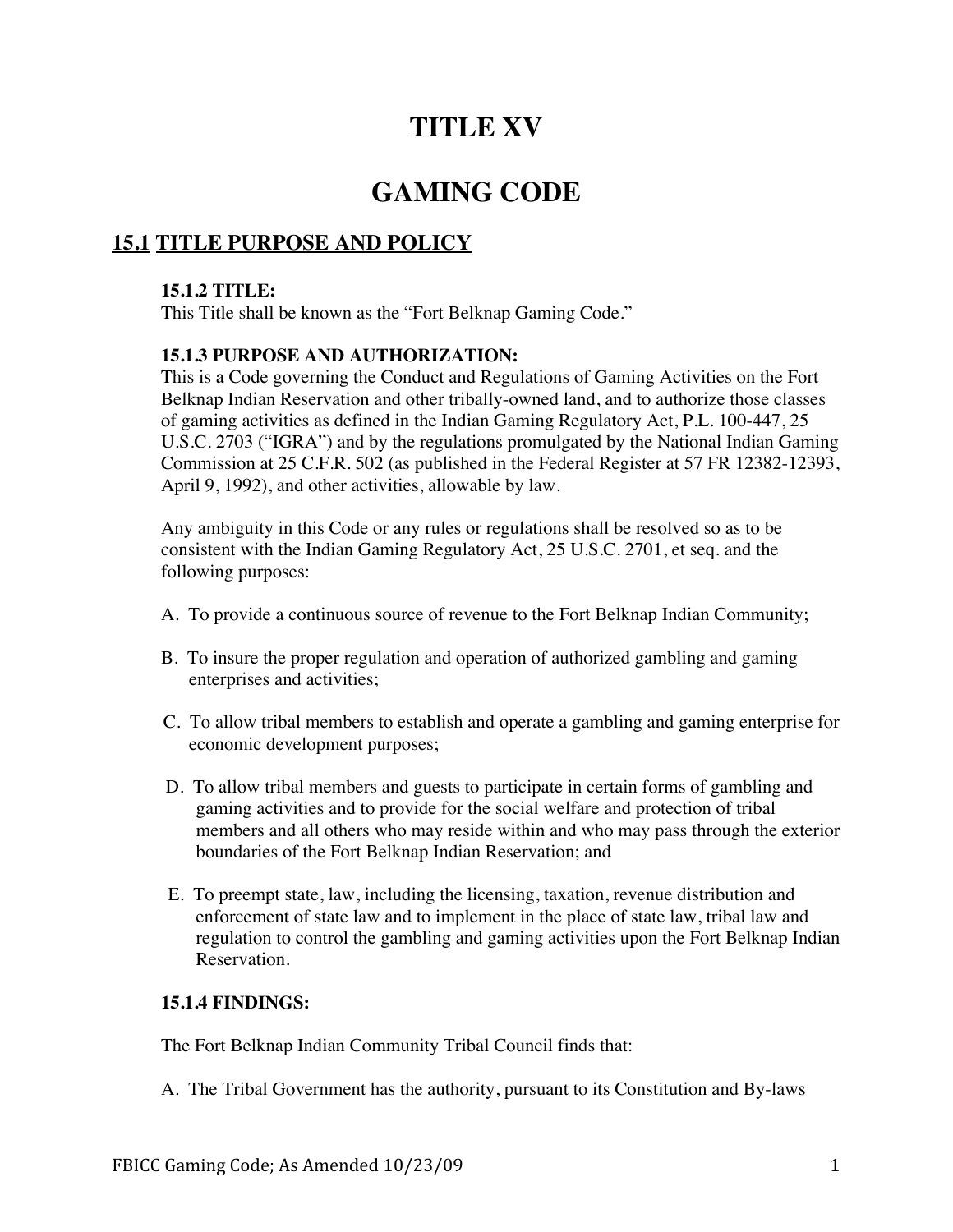# TITLE XV

# GAMING CODE

## 15.1 TITLE PURPOSE AND POLICY

**15.1.2 TITLE:**
This Title shall be known as the "Fort Belknap Gaming Code."

**15.1.3 PURPOSE AND AUTHORIZATION:**
This is a Code governing the Conduct and Regulations of Gaming Activities on the Fort Belknap Indian Reservation and other tribally-owned land, and to authorize those classes of gaming activities as defined in the Indian Gaming Regulatory Act, P.L. 100-447, 25 U.S.C. 2703 ("IGRA") and by the regulations promulgated by the National Indian Gaming Commission at 25 C.F.R. 502 (as published in the Federal Register at 57 FR 12382-12393, April 9, 1992), and other activities, allowable by law.

Any ambiguity in this Code or any rules or regulations shall be resolved so as to be consistent with the Indian Gaming Regulatory Act, 25 U.S.C. 2701, et seq. and the following purposes:

A. To provide a continuous source of revenue to the Fort Belknap Indian Community;

B. To insure the proper regulation and operation of authorized gambling and gaming enterprises and activities;

C. To allow tribal members to establish and operate a gambling and gaming enterprise for economic development purposes;

D. To allow tribal members and guests to participate in certain forms of gambling and gaming activities and to provide for the social welfare and protection of tribal members and all others who may reside within and who may pass through the exterior boundaries of the Fort Belknap Indian Reservation; and

E. To preempt state, law, including the licensing, taxation, revenue distribution and enforcement of state law and to implement in the place of state law, tribal law and regulation to control the gambling and gaming activities upon the Fort Belknap Indian Reservation.

**15.1.4 FINDINGS:**

The Fort Belknap Indian Community Tribal Council finds that:

A. The Tribal Government has the authority, pursuant to its Constitution and By-laws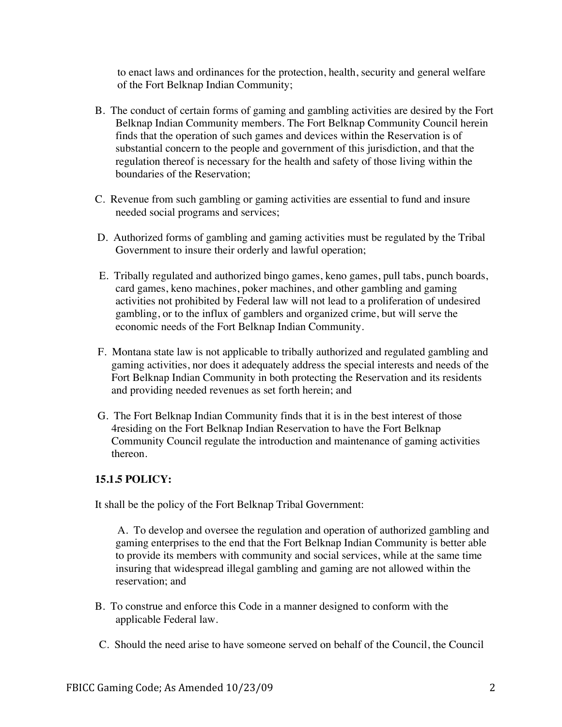to enact laws and ordinances for the protection, health, security and general welfare of the Fort Belknap Indian Community;

B. The conduct of certain forms of gaming and gambling activities are desired by the Fort Belknap Indian Community members. The Fort Belknap Community Council herein finds that the operation of such games and devices within the Reservation is of substantial concern to the people and government of this jurisdiction, and that the regulation thereof is necessary for the health and safety of those living within the boundaries of the Reservation;

C. Revenue from such gambling or gaming activities are essential to fund and insure needed social programs and services;

D. Authorized forms of gambling and gaming activities must be regulated by the Tribal Government to insure their orderly and lawful operation;

E. Tribally regulated and authorized bingo games, keno games, pull tabs, punch boards, card games, keno machines, poker machines, and other gambling and gaming activities not prohibited by Federal law will not lead to a proliferation of undesired gambling, or to the influx of gamblers and organized crime, but will serve the economic needs of the Fort Belknap Indian Community.

F. Montana state law is not applicable to tribally authorized and regulated gambling and gaming activities, nor does it adequately address the special interests and needs of the Fort Belknap Indian Community in both protecting the Reservation and its residents and providing needed revenues as set forth herein; and

G. The Fort Belknap Indian Community finds that it is in the best interest of those 4residing on the Fort Belknap Indian Reservation to have the Fort Belknap Community Council regulate the introduction and maintenance of gaming activities thereon.

**15.1.5 POLICY:**

It shall be the policy of the Fort Belknap Tribal Government:

A. To develop and oversee the regulation and operation of authorized gambling and gaming enterprises to the end that the Fort Belknap Indian Community is better able to provide its members with community and social services, while at the same time insuring that widespread illegal gambling and gaming are not allowed within the reservation; and

B. To construe and enforce this Code in a manner designed to conform with the applicable Federal law.

C. Should the need arise to have someone served on behalf of the Council, the Council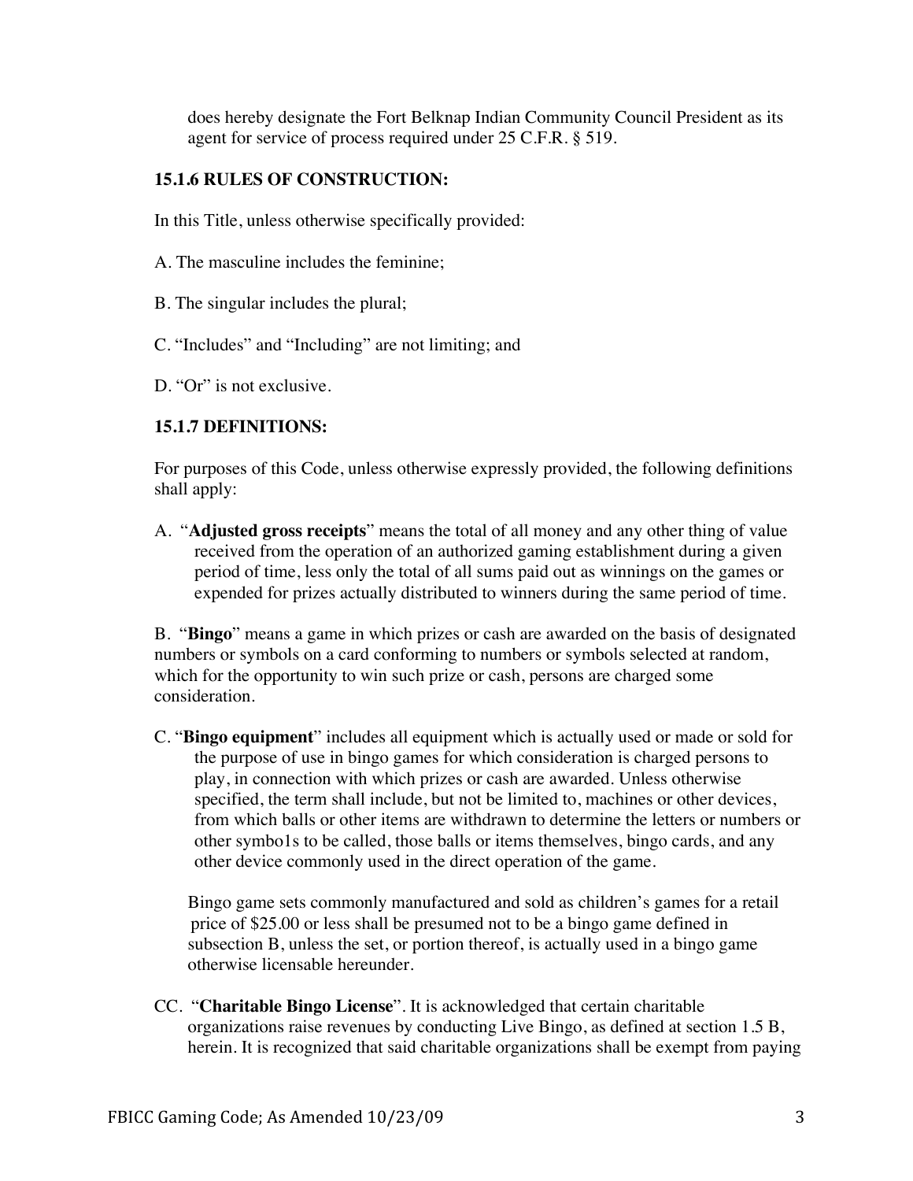does hereby designate the Fort Belknap Indian Community Council President as its agent for service of process required under 25 C.F.R. § 519.

### 15.1.6 RULES OF CONSTRUCTION:

In this Title, unless otherwise specifically provided:

A. The masculine includes the feminine;

B. The singular includes the plural;

C. "Includes" and "Including" are not limiting; and

D. "Or" is not exclusive.

### 15.1.7 DEFINITIONS:

For purposes of this Code, unless otherwise expressly provided, the following definitions shall apply:

A. "**Adjusted gross receipts**" means the total of all money and any other thing of value received from the operation of an authorized gaming establishment during a given period of time, less only the total of all sums paid out as winnings on the games or expended for prizes actually distributed to winners during the same period of time.

B. "**Bingo**" means a game in which prizes or cash are awarded on the basis of designated numbers or symbols on a card conforming to numbers or symbols selected at random, which for the opportunity to win such prize or cash, persons are charged some consideration.

C. "**Bingo equipment**" includes all equipment which is actually used or made or sold for the purpose of use in bingo games for which consideration is charged persons to play, in connection with which prizes or cash are awarded. Unless otherwise specified, the term shall include, but not be limited to, machines or other devices, from which balls or other items are withdrawn to determine the letters or numbers or other symbo1s to be called, those balls or items themselves, bingo cards, and any other device commonly used in the direct operation of the game.

Bingo game sets commonly manufactured and sold as children's games for a retail price of $25.00 or less shall be presumed not to be a bingo game defined in subsection B, unless the set, or portion thereof, is actually used in a bingo game otherwise licensable hereunder.

CC. "**Charitable Bingo License**". It is acknowledged that certain charitable organizations raise revenues by conducting Live Bingo, as defined at section 1.5 B, herein. It is recognized that said charitable organizations shall be exempt from paying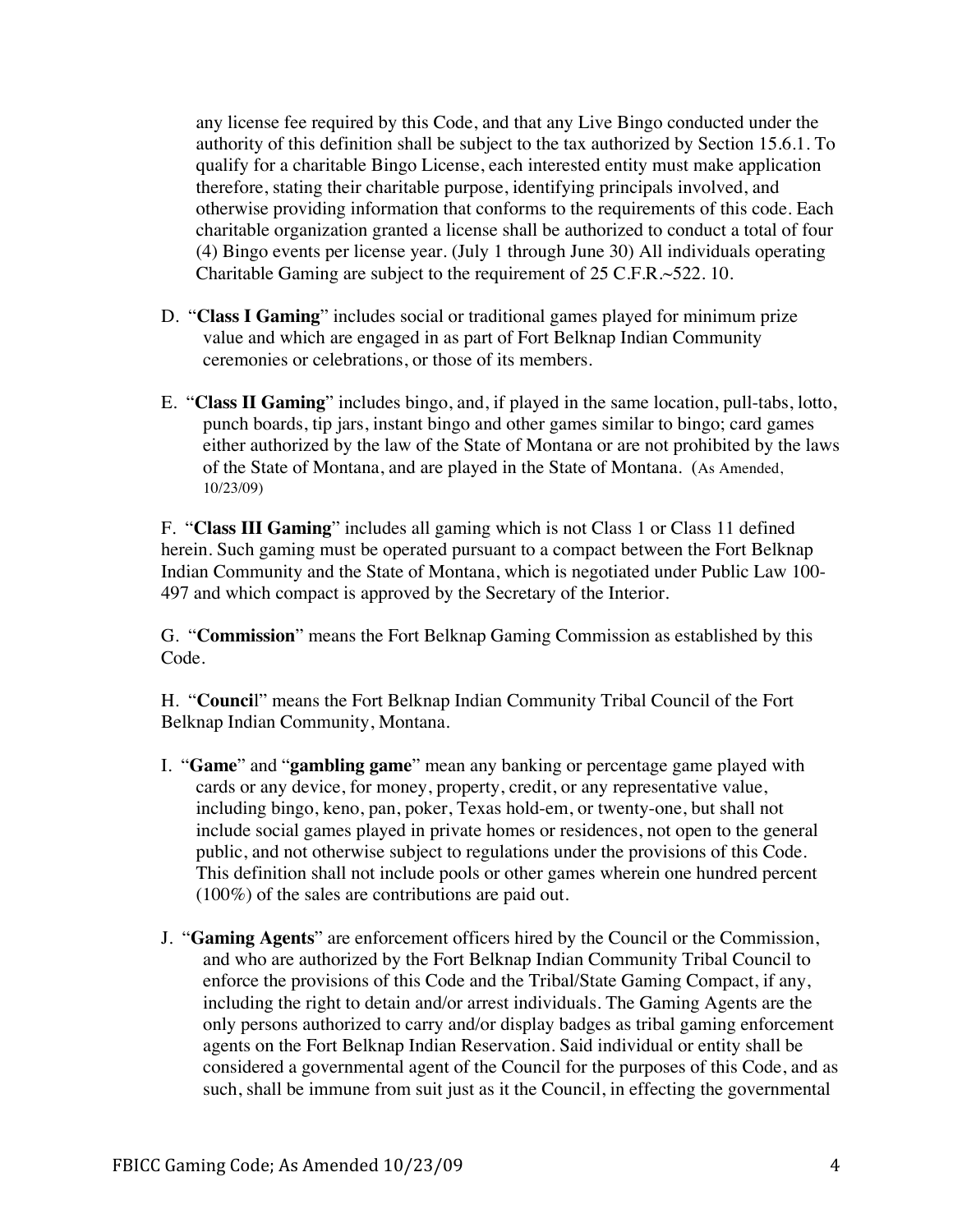any license fee required by this Code, and that any Live Bingo conducted under the authority of this definition shall be subject to the tax authorized by Section 15.6.1. To qualify for a charitable Bingo License, each interested entity must make application therefore, stating their charitable purpose, identifying principals involved, and otherwise providing information that conforms to the requirements of this code. Each charitable organization granted a license shall be authorized to conduct a total of four (4) Bingo events per license year. (July 1 through June 30) All individuals operating Charitable Gaming are subject to the requirement of 25 C.F.R.~522. 10.

D. "**Class I Gaming**" includes social or traditional games played for minimum prize value and which are engaged in as part of Fort Belknap Indian Community ceremonies or celebrations, or those of its members.

E. "**Class II Gaming**" includes bingo, and, if played in the same location, pull-tabs, lotto, punch boards, tip jars, instant bingo and other games similar to bingo; card games either authorized by the law of the State of Montana or are not prohibited by the laws of the State of Montana, and are played in the State of Montana. (As Amended, 10/23/09)

F. "**Class III Gaming**" includes all gaming which is not Class 1 or Class 11 defined herein. Such gaming must be operated pursuant to a compact between the Fort Belknap Indian Community and the State of Montana, which is negotiated under Public Law 100-497 and which compact is approved by the Secretary of the Interior.

G. "**Commission**" means the Fort Belknap Gaming Commission as established by this Code.

H. "**Council**" means the Fort Belknap Indian Community Tribal Council of the Fort Belknap Indian Community, Montana.

I. "**Game**" and "**gambling game**" mean any banking or percentage game played with cards or any device, for money, property, credit, or any representative value, including bingo, keno, pan, poker, Texas hold-em, or twenty-one, but shall not include social games played in private homes or residences, not open to the general public, and not otherwise subject to regulations under the provisions of this Code. This definition shall not include pools or other games wherein one hundred percent (100%) of the sales are contributions are paid out.

J. "**Gaming Agents**" are enforcement officers hired by the Council or the Commission, and who are authorized by the Fort Belknap Indian Community Tribal Council to enforce the provisions of this Code and the Tribal/State Gaming Compact, if any, including the right to detain and/or arrest individuals. The Gaming Agents are the only persons authorized to carry and/or display badges as tribal gaming enforcement agents on the Fort Belknap Indian Reservation. Said individual or entity shall be considered a governmental agent of the Council for the purposes of this Code, and as such, shall be immune from suit just as it the Council, in effecting the governmental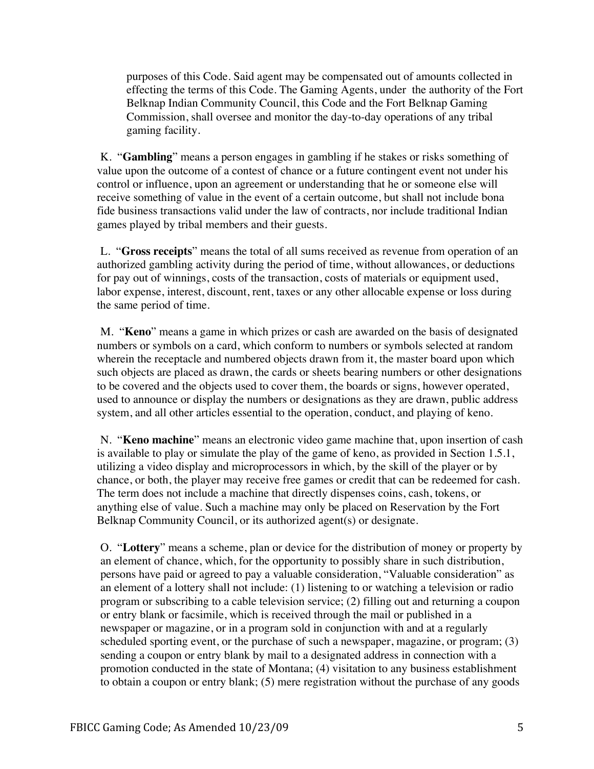purposes of this Code. Said agent may be compensated out of amounts collected in effecting the terms of this Code. The Gaming Agents, under the authority of the Fort Belknap Indian Community Council, this Code and the Fort Belknap Gaming Commission, shall oversee and monitor the day-to-day operations of any tribal gaming facility.

K. "**Gambling**" means a person engages in gambling if he stakes or risks something of value upon the outcome of a contest of chance or a future contingent event not under his control or influence, upon an agreement or understanding that he or someone else will receive something of value in the event of a certain outcome, but shall not include bona fide business transactions valid under the law of contracts, nor include traditional Indian games played by tribal members and their guests.

L. "**Gross receipts**" means the total of all sums received as revenue from operation of an authorized gambling activity during the period of time, without allowances, or deductions for pay out of winnings, costs of the transaction, costs of materials or equipment used, labor expense, interest, discount, rent, taxes or any other allocable expense or loss during the same period of time.

M. "**Keno**" means a game in which prizes or cash are awarded on the basis of designated numbers or symbols on a card, which conform to numbers or symbols selected at random wherein the receptacle and numbered objects drawn from it, the master board upon which such objects are placed as drawn, the cards or sheets bearing numbers or other designations to be covered and the objects used to cover them, the boards or signs, however operated, used to announce or display the numbers or designations as they are drawn, public address system, and all other articles essential to the operation, conduct, and playing of keno.

N. "**Keno machine**" means an electronic video game machine that, upon insertion of cash is available to play or simulate the play of the game of keno, as provided in Section 1.5.1, utilizing a video display and microprocessors in which, by the skill of the player or by chance, or both, the player may receive free games or credit that can be redeemed for cash. The term does not include a machine that directly dispenses coins, cash, tokens, or anything else of value. Such a machine may only be placed on Reservation by the Fort Belknap Community Council, or its authorized agent(s) or designate.

O. "**Lottery**" means a scheme, plan or device for the distribution of money or property by an element of chance, which, for the opportunity to possibly share in such distribution, persons have paid or agreed to pay a valuable consideration, "Valuable consideration" as an element of a lottery shall not include: (1) listening to or watching a television or radio program or subscribing to a cable television service; (2) filling out and returning a coupon or entry blank or facsimile, which is received through the mail or published in a newspaper or magazine, or in a program sold in conjunction with and at a regularly scheduled sporting event, or the purchase of such a newspaper, magazine, or program; (3) sending a coupon or entry blank by mail to a designated address in connection with a promotion conducted in the state of Montana; (4) visitation to any business establishment to obtain a coupon or entry blank; (5) mere registration without the purchase of any goods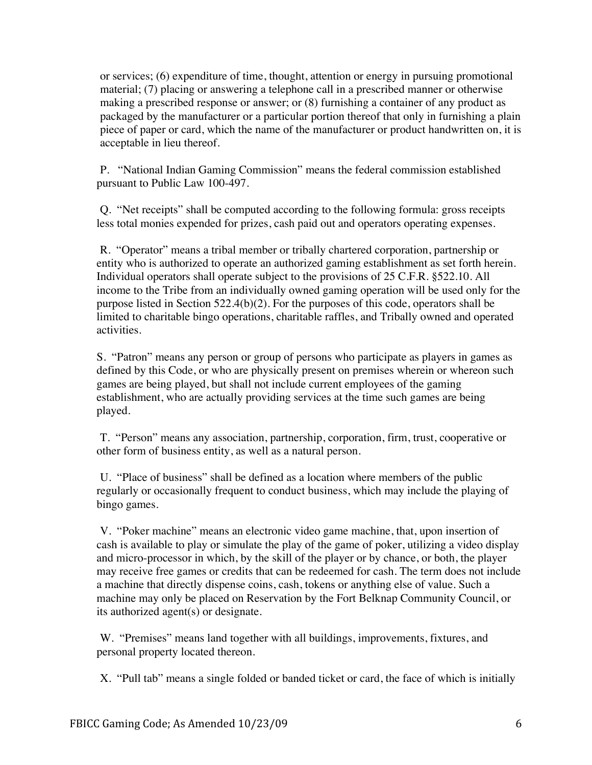or services; (6) expenditure of time, thought, attention or energy in pursuing promotional material; (7) placing or answering a telephone call in a prescribed manner or otherwise making a prescribed response or answer; or (8) furnishing a container of any product as packaged by the manufacturer or a particular portion thereof that only in furnishing a plain piece of paper or card, which the name of the manufacturer or product handwritten on, it is acceptable in lieu thereof.

P. "National Indian Gaming Commission" means the federal commission established pursuant to Public Law 100-497.

Q. "Net receipts" shall be computed according to the following formula: gross receipts less total monies expended for prizes, cash paid out and operators operating expenses.

R. "Operator" means a tribal member or tribally chartered corporation, partnership or entity who is authorized to operate an authorized gaming establishment as set forth herein. Individual operators shall operate subject to the provisions of 25 C.F.R. §522.10. All income to the Tribe from an individually owned gaming operation will be used only for the purpose listed in Section 522.4(b)(2). For the purposes of this code, operators shall be limited to charitable bingo operations, charitable raffles, and Tribally owned and operated activities.

S. "Patron" means any person or group of persons who participate as players in games as defined by this Code, or who are physically present on premises wherein or whereon such games are being played, but shall not include current employees of the gaming establishment, who are actually providing services at the time such games are being played.

T. "Person" means any association, partnership, corporation, firm, trust, cooperative or other form of business entity, as well as a natural person.

U. "Place of business" shall be defined as a location where members of the public regularly or occasionally frequent to conduct business, which may include the playing of bingo games.

V. "Poker machine" means an electronic video game machine, that, upon insertion of cash is available to play or simulate the play of the game of poker, utilizing a video display and micro-processor in which, by the skill of the player or by chance, or both, the player may receive free games or credits that can be redeemed for cash. The term does not include a machine that directly dispense coins, cash, tokens or anything else of value. Such a machine may only be placed on Reservation by the Fort Belknap Community Council, or its authorized agent(s) or designate.

W. "Premises" means land together with all buildings, improvements, fixtures, and personal property located thereon.

X. "Pull tab" means a single folded or banded ticket or card, the face of which is initially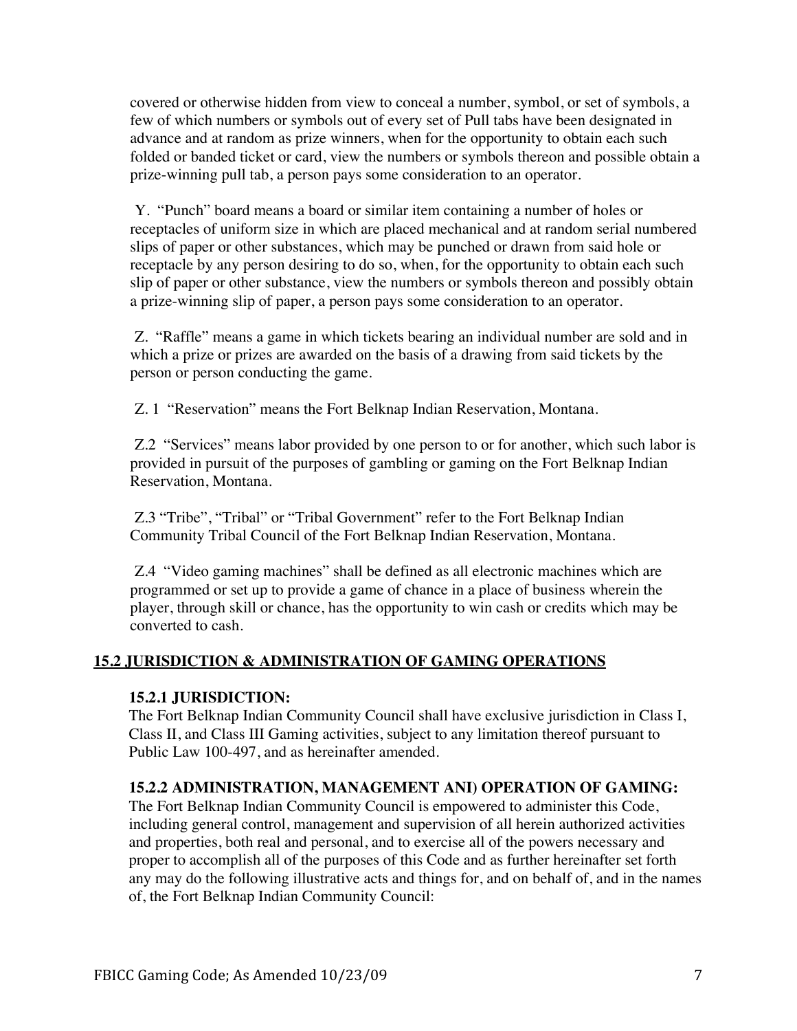covered or otherwise hidden from view to conceal a number, symbol, or set of symbols, a few of which numbers or symbols out of every set of Pull tabs have been designated in advance and at random as prize winners, when for the opportunity to obtain each such folded or banded ticket or card, view the numbers or symbols thereon and possible obtain a prize-winning pull tab, a person pays some consideration to an operator.

Y. "Punch" board means a board or similar item containing a number of holes or receptacles of uniform size in which are placed mechanical and at random serial numbered slips of paper or other substances, which may be punched or drawn from said hole or receptacle by any person desiring to do so, when, for the opportunity to obtain each such slip of paper or other substance, view the numbers or symbols thereon and possibly obtain a prize-winning slip of paper, a person pays some consideration to an operator.

Z. "Raffle" means a game in which tickets bearing an individual number are sold and in which a prize or prizes are awarded on the basis of a drawing from said tickets by the person or person conducting the game.

Z. 1 "Reservation" means the Fort Belknap Indian Reservation, Montana.

Z.2 "Services" means labor provided by one person to or for another, which such labor is provided in pursuit of the purposes of gambling or gaming on the Fort Belknap Indian Reservation, Montana.

Z.3 "Tribe", "Tribal" or "Tribal Government" refer to the Fort Belknap Indian Community Tribal Council of the Fort Belknap Indian Reservation, Montana.

Z.4 "Video gaming machines" shall be defined as all electronic machines which are programmed or set up to provide a game of chance in a place of business wherein the player, through skill or chance, has the opportunity to win cash or credits which may be converted to cash.

## 15.2 JURISDICTION & ADMINISTRATION OF GAMING OPERATIONS

### 15.2.1 JURISDICTION:

The Fort Belknap Indian Community Council shall have exclusive jurisdiction in Class I, Class II, and Class III Gaming activities, subject to any limitation thereof pursuant to Public Law 100-497, and as hereinafter amended.

### 15.2.2 ADMINISTRATION, MANAGEMENT ANI) OPERATION OF GAMING:

The Fort Belknap Indian Community Council is empowered to administer this Code, including general control, management and supervision of all herein authorized activities and properties, both real and personal, and to exercise all of the powers necessary and proper to accomplish all of the purposes of this Code and as further hereinafter set forth any may do the following illustrative acts and things for, and on behalf of, and in the names of, the Fort Belknap Indian Community Council: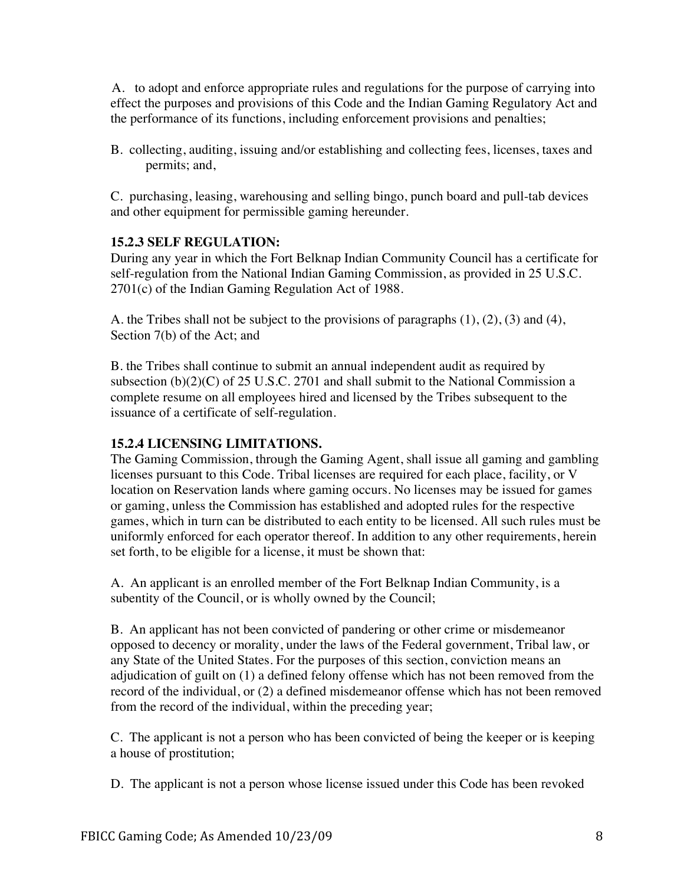A. to adopt and enforce appropriate rules and regulations for the purpose of carrying into effect the purposes and provisions of this Code and the Indian Gaming Regulatory Act and the performance of its functions, including enforcement provisions and penalties;

B. collecting, auditing, issuing and/or establishing and collecting fees, licenses, taxes and permits; and,

C. purchasing, leasing, warehousing and selling bingo, punch board and pull-tab devices and other equipment for permissible gaming hereunder.

**15.2.3 SELF REGULATION:**
During any year in which the Fort Belknap Indian Community Council has a certificate for self-regulation from the National Indian Gaming Commission, as provided in 25 U.S.C. 2701(c) of the Indian Gaming Regulation Act of 1988.

A. the Tribes shall not be subject to the provisions of paragraphs (1), (2), (3) and (4), Section 7(b) of the Act; and

B. the Tribes shall continue to submit an annual independent audit as required by subsection (b)(2)(C) of 25 U.S.C. 2701 and shall submit to the National Commission a complete resume on all employees hired and licensed by the Tribes subsequent to the issuance of a certificate of self-regulation.

**15.2.4 LICENSING LIMITATIONS.**
The Gaming Commission, through the Gaming Agent, shall issue all gaming and gambling licenses pursuant to this Code. Tribal licenses are required for each place, facility, or V location on Reservation lands where gaming occurs. No licenses may be issued for games or gaming, unless the Commission has established and adopted rules for the respective games, which in turn can be distributed to each entity to be licensed. All such rules must be uniformly enforced for each operator thereof. In addition to any other requirements, herein set forth, to be eligible for a license, it must be shown that:

A. An applicant is an enrolled member of the Fort Belknap Indian Community, is a subentity of the Council, or is wholly owned by the Council;

B. An applicant has not been convicted of pandering or other crime or misdemeanor opposed to decency or morality, under the laws of the Federal government, Tribal law, or any State of the United States. For the purposes of this section, conviction means an adjudication of guilt on (1) a defined felony offense which has not been removed from the record of the individual, or (2) a defined misdemeanor offense which has not been removed from the record of the individual, within the preceding year;

C. The applicant is not a person who has been convicted of being the keeper or is keeping a house of prostitution;

D. The applicant is not a person whose license issued under this Code has been revoked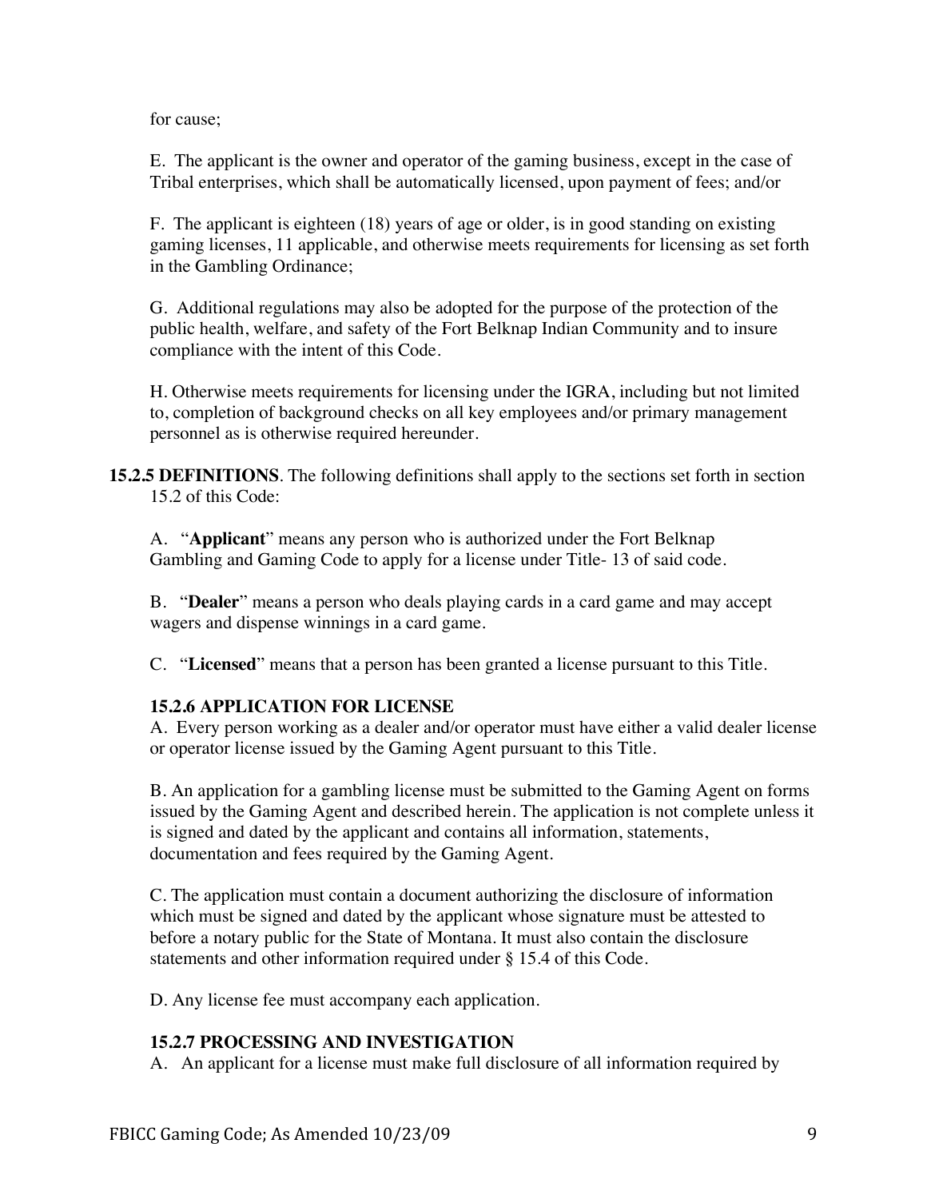for cause;

E. The applicant is the owner and operator of the gaming business, except in the case of Tribal enterprises, which shall be automatically licensed, upon payment of fees; and/or

F. The applicant is eighteen (18) years of age or older, is in good standing on existing gaming licenses, 11 applicable, and otherwise meets requirements for licensing as set forth in the Gambling Ordinance;

G. Additional regulations may also be adopted for the purpose of the protection of the public health, welfare, and safety of the Fort Belknap Indian Community and to insure compliance with the intent of this Code.

H. Otherwise meets requirements for licensing under the IGRA, including but not limited to, completion of background checks on all key employees and/or primary management personnel as is otherwise required hereunder.

**15.2.5 DEFINITIONS**. The following definitions shall apply to the sections set forth in section 15.2 of this Code:

A. "**Applicant**" means any person who is authorized under the Fort Belknap Gambling and Gaming Code to apply for a license under Title- 13 of said code.

B. "**Dealer**" means a person who deals playing cards in a card game and may accept wagers and dispense winnings in a card game.

C. "**Licensed**" means that a person has been granted a license pursuant to this Title.

**15.2.6 APPLICATION FOR LICENSE**

A. Every person working as a dealer and/or operator must have either a valid dealer license or operator license issued by the Gaming Agent pursuant to this Title.

B. An application for a gambling license must be submitted to the Gaming Agent on forms issued by the Gaming Agent and described herein. The application is not complete unless it is signed and dated by the applicant and contains all information, statements, documentation and fees required by the Gaming Agent.

C. The application must contain a document authorizing the disclosure of information which must be signed and dated by the applicant whose signature must be attested to before a notary public for the State of Montana. It must also contain the disclosure statements and other information required under § 15.4 of this Code.

D. Any license fee must accompany each application.

**15.2.7 PROCESSING AND INVESTIGATION**

A. An applicant for a license must make full disclosure of all information required by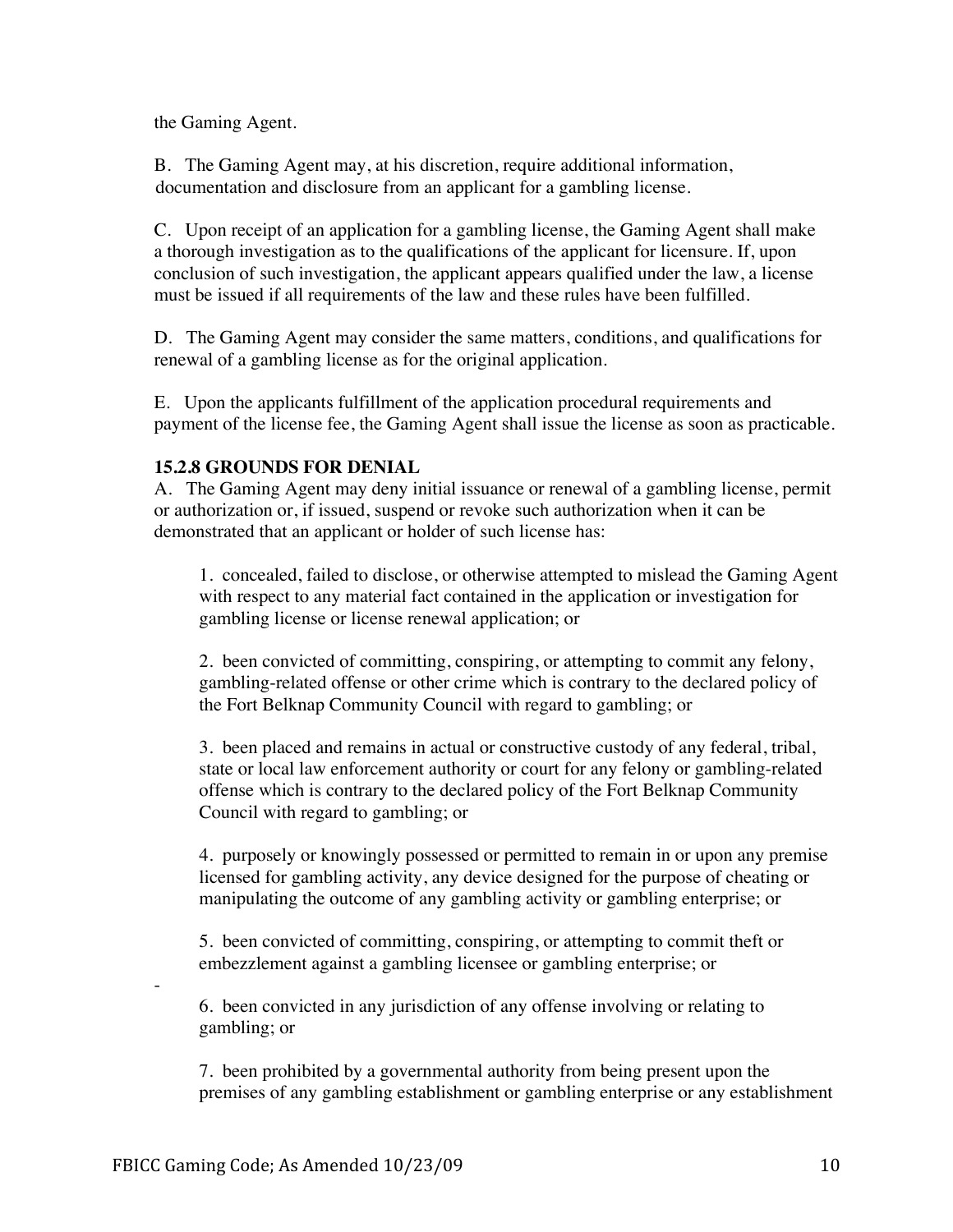the Gaming Agent.

B. The Gaming Agent may, at his discretion, require additional information, documentation and disclosure from an applicant for a gambling license.

C. Upon receipt of an application for a gambling license, the Gaming Agent shall make a thorough investigation as to the qualifications of the applicant for licensure. If, upon conclusion of such investigation, the applicant appears qualified under the law, a license must be issued if all requirements of the law and these rules have been fulfilled.

D. The Gaming Agent may consider the same matters, conditions, and qualifications for renewal of a gambling license as for the original application.

E. Upon the applicants fulfillment of the application procedural requirements and payment of the license fee, the Gaming Agent shall issue the license as soon as practicable.

**15.2.8 GROUNDS FOR DENIAL**

A. The Gaming Agent may deny initial issuance or renewal of a gambling license, permit or authorization or, if issued, suspend or revoke such authorization when it can be demonstrated that an applicant or holder of such license has:

1. concealed, failed to disclose, or otherwise attempted to mislead the Gaming Agent with respect to any material fact contained in the application or investigation for gambling license or license renewal application; or

2. been convicted of committing, conspiring, or attempting to commit any felony, gambling-related offense or other crime which is contrary to the declared policy of the Fort Belknap Community Council with regard to gambling; or

3. been placed and remains in actual or constructive custody of any federal, tribal, state or local law enforcement authority or court for any felony or gambling-related offense which is contrary to the declared policy of the Fort Belknap Community Council with regard to gambling; or

4. purposely or knowingly possessed or permitted to remain in or upon any premise licensed for gambling activity, any device designed for the purpose of cheating or manipulating the outcome of any gambling activity or gambling enterprise; or

5. been convicted of committing, conspiring, or attempting to commit theft or embezzlement against a gambling licensee or gambling enterprise; or

6. been convicted in any jurisdiction of any offense involving or relating to gambling; or

7. been prohibited by a governmental authority from being present upon the premises of any gambling establishment or gambling enterprise or any establishment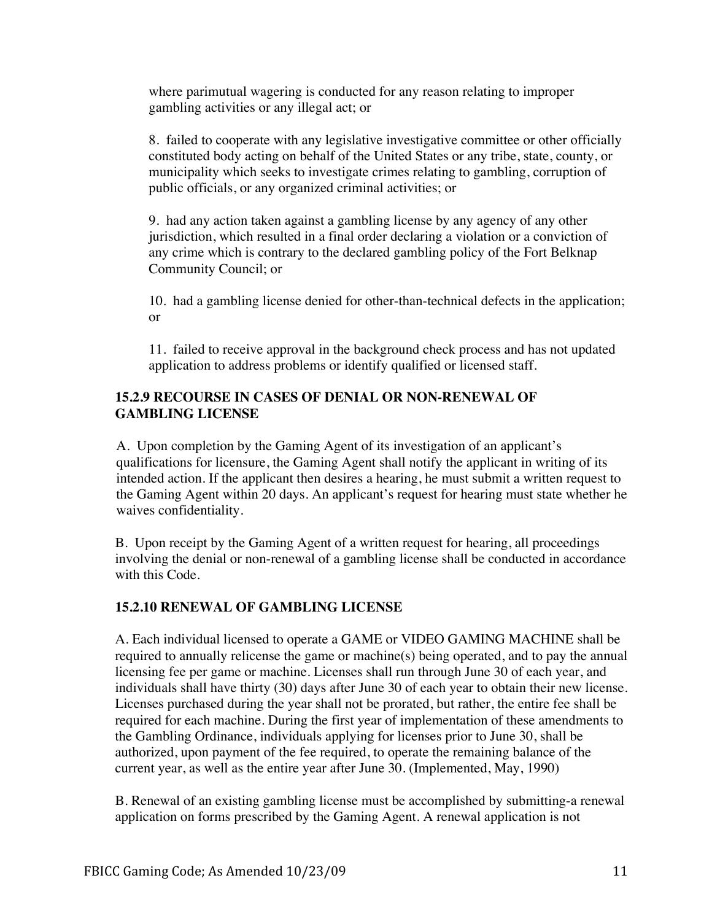where parimutual wagering is conducted for any reason relating to improper gambling activities or any illegal act; or

8. failed to cooperate with any legislative investigative committee or other officially constituted body acting on behalf of the United States or any tribe, state, county, or municipality which seeks to investigate crimes relating to gambling, corruption of public officials, or any organized criminal activities; or

9. had any action taken against a gambling license by any agency of any other jurisdiction, which resulted in a final order declaring a violation or a conviction of any crime which is contrary to the declared gambling policy of the Fort Belknap Community Council; or

10. had a gambling license denied for other-than-technical defects in the application; or

11. failed to receive approval in the background check process and has not updated application to address problems or identify qualified or licensed staff.

### 15.2.9 RECOURSE IN CASES OF DENIAL OR NON-RENEWAL OF GAMBLING LICENSE

A. Upon completion by the Gaming Agent of its investigation of an applicant's qualifications for licensure, the Gaming Agent shall notify the applicant in writing of its intended action. If the applicant then desires a hearing, he must submit a written request to the Gaming Agent within 20 days. An applicant's request for hearing must state whether he waives confidentiality.

B. Upon receipt by the Gaming Agent of a written request for hearing, all proceedings involving the denial or non-renewal of a gambling license shall be conducted in accordance with this Code.

### 15.2.10 RENEWAL OF GAMBLING LICENSE

A. Each individual licensed to operate a GAME or VIDEO GAMING MACHINE shall be required to annually relicense the game or machine(s) being operated, and to pay the annual licensing fee per game or machine. Licenses shall run through June 30 of each year, and individuals shall have thirty (30) days after June 30 of each year to obtain their new license. Licenses purchased during the year shall not be prorated, but rather, the entire fee shall be required for each machine. During the first year of implementation of these amendments to the Gambling Ordinance, individuals applying for licenses prior to June 30, shall be authorized, upon payment of the fee required, to operate the remaining balance of the current year, as well as the entire year after June 30. (Implemented, May, 1990)

B. Renewal of an existing gambling license must be accomplished by submitting-a renewal application on forms prescribed by the Gaming Agent. A renewal application is not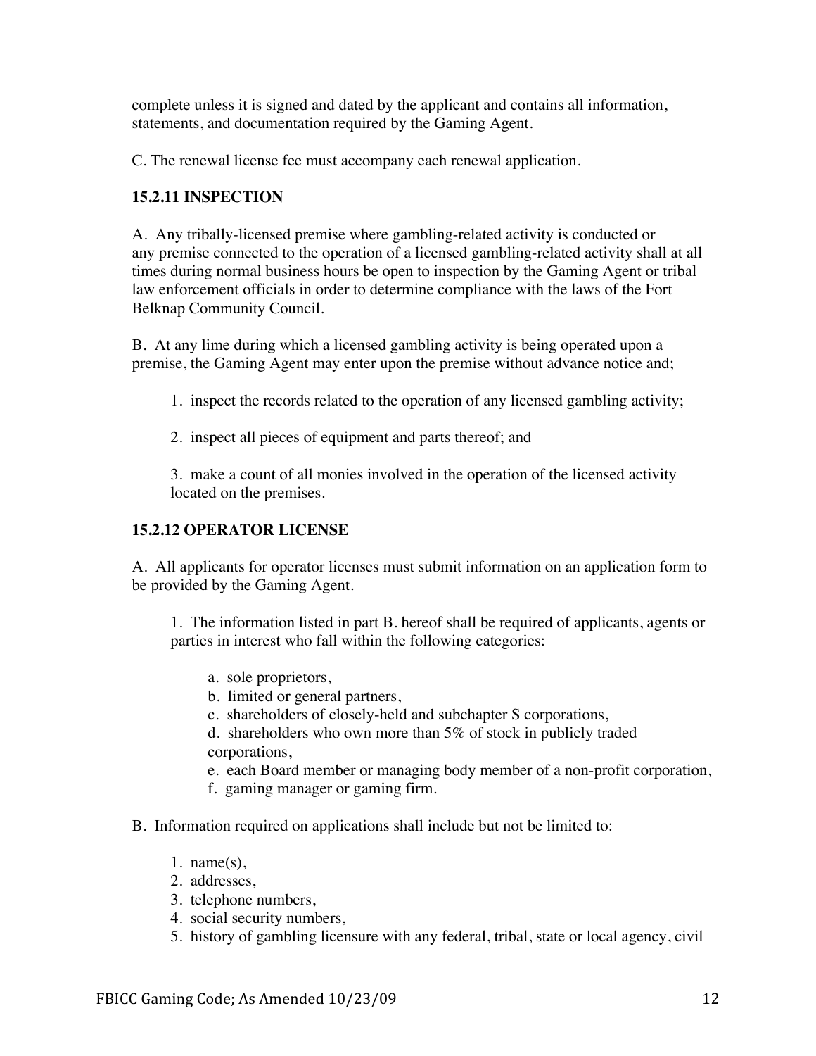complete unless it is signed and dated by the applicant and contains all information, statements, and documentation required by the Gaming Agent.

C. The renewal license fee must accompany each renewal application.

### 15.2.11 INSPECTION

A. Any tribally-licensed premise where gambling-related activity is conducted or any premise connected to the operation of a licensed gambling-related activity shall at all times during normal business hours be open to inspection by the Gaming Agent or tribal law enforcement officials in order to determine compliance with the laws of the Fort Belknap Community Council.

B. At any lime during which a licensed gambling activity is being operated upon a premise, the Gaming Agent may enter upon the premise without advance notice and;

1. inspect the records related to the operation of any licensed gambling activity;

2. inspect all pieces of equipment and parts thereof; and

3. make a count of all monies involved in the operation of the licensed activity located on the premises.

### 15.2.12 OPERATOR LICENSE

A. All applicants for operator licenses must submit information on an application form to be provided by the Gaming Agent.

1. The information listed in part B. hereof shall be required of applicants, agents or parties in interest who fall within the following categories:

   a. sole proprietors,
   b. limited or general partners,
   c. shareholders of closely-held and subchapter S corporations,
   d. shareholders who own more than 5% of stock in publicly traded corporations,
   e. each Board member or managing body member of a non-profit corporation,
   f. gaming manager or gaming firm.

B. Information required on applications shall include but not be limited to:

1. name(s),
2. addresses,
3. telephone numbers,
4. social security numbers,
5. history of gambling licensure with any federal, tribal, state or local agency, civil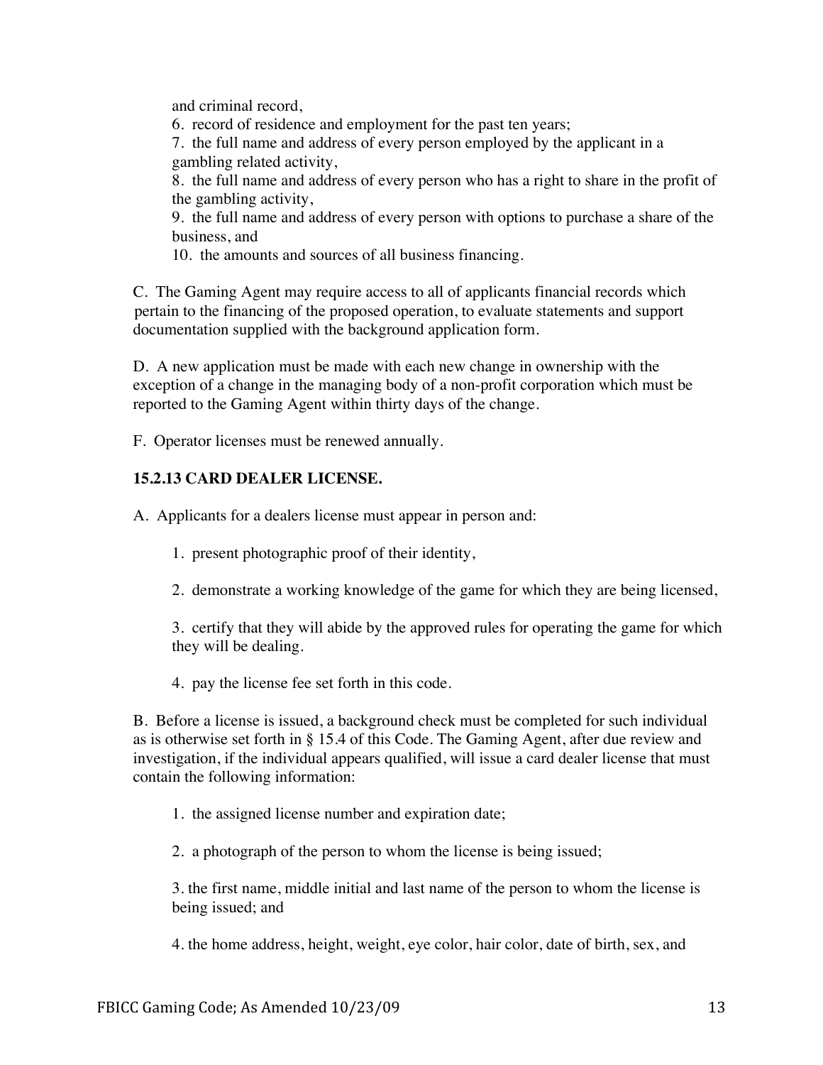and criminal record,

6. record of residence and employment for the past ten years;

7. the full name and address of every person employed by the applicant in a gambling related activity,

8. the full name and address of every person who has a right to share in the profit of the gambling activity,

9. the full name and address of every person with options to purchase a share of the business, and

10. the amounts and sources of all business financing.

C. The Gaming Agent may require access to all of applicants financial records which pertain to the financing of the proposed operation, to evaluate statements and support documentation supplied with the background application form.

D. A new application must be made with each new change in ownership with the exception of a change in the managing body of a non-profit corporation which must be reported to the Gaming Agent within thirty days of the change.

F. Operator licenses must be renewed annually.

**15.2.13 CARD DEALER LICENSE.**

A. Applicants for a dealers license must appear in person and:

1. present photographic proof of their identity,

2. demonstrate a working knowledge of the game for which they are being licensed,

3. certify that they will abide by the approved rules for operating the game for which they will be dealing.

4. pay the license fee set forth in this code.

B. Before a license is issued, a background check must be completed for such individual as is otherwise set forth in § 15.4 of this Code. The Gaming Agent, after due review and investigation, if the individual appears qualified, will issue a card dealer license that must contain the following information:

1. the assigned license number and expiration date;

2. a photograph of the person to whom the license is being issued;

3. the first name, middle initial and last name of the person to whom the license is being issued; and

4. the home address, height, weight, eye color, hair color, date of birth, sex, and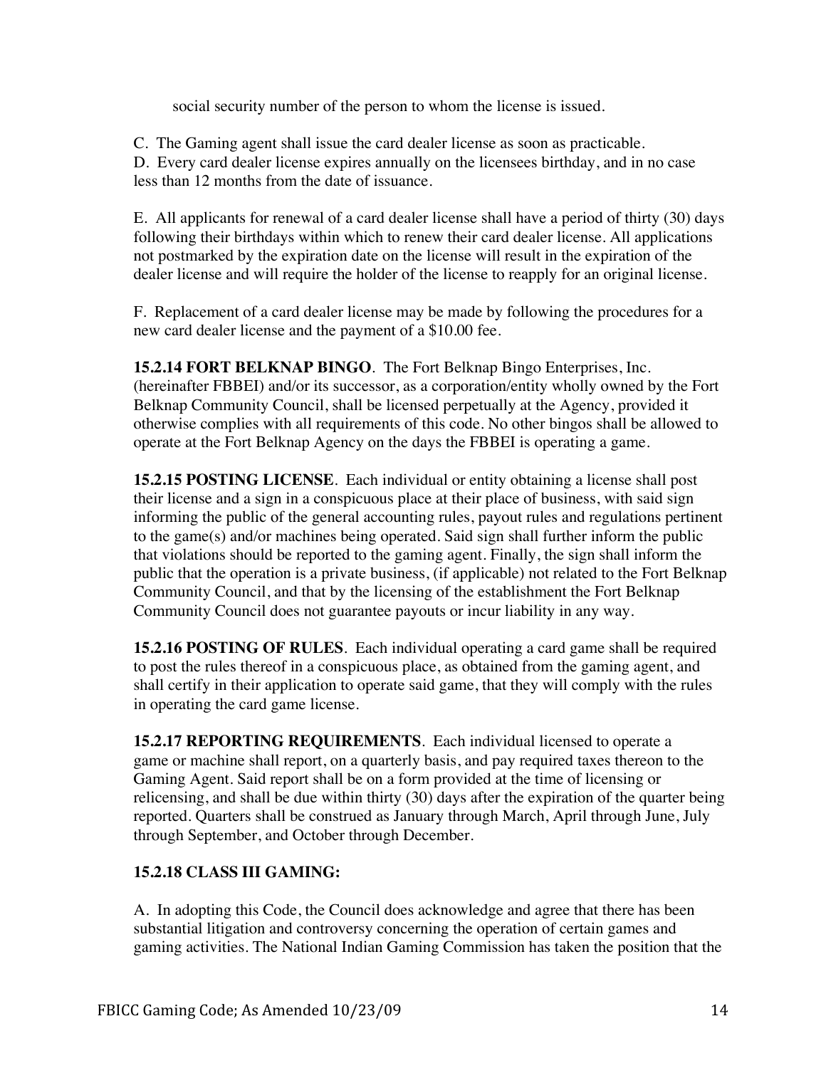social security number of the person to whom the license is issued.

C. The Gaming agent shall issue the card dealer license as soon as practicable.
D. Every card dealer license expires annually on the licensees birthday, and in no case less than 12 months from the date of issuance.

E. All applicants for renewal of a card dealer license shall have a period of thirty (30) days following their birthdays within which to renew their card dealer license. All applications not postmarked by the expiration date on the license will result in the expiration of the dealer license and will require the holder of the license to reapply for an original license.

F. Replacement of a card dealer license may be made by following the procedures for a new card dealer license and the payment of a $10.00 fee.

**15.2.14 FORT BELKNAP BINGO**. The Fort Belknap Bingo Enterprises, Inc. (hereinafter FBBEI) and/or its successor, as a corporation/entity wholly owned by the Fort Belknap Community Council, shall be licensed perpetually at the Agency, provided it otherwise complies with all requirements of this code. No other bingos shall be allowed to operate at the Fort Belknap Agency on the days the FBBEI is operating a game.

**15.2.15 POSTING LICENSE**. Each individual or entity obtaining a license shall post their license and a sign in a conspicuous place at their place of business, with said sign informing the public of the general accounting rules, payout rules and regulations pertinent to the game(s) and/or machines being operated. Said sign shall further inform the public that violations should be reported to the gaming agent. Finally, the sign shall inform the public that the operation is a private business, (if applicable) not related to the Fort Belknap Community Council, and that by the licensing of the establishment the Fort Belknap Community Council does not guarantee payouts or incur liability in any way.

**15.2.16 POSTING OF RULES**. Each individual operating a card game shall be required to post the rules thereof in a conspicuous place, as obtained from the gaming agent, and shall certify in their application to operate said game, that they will comply with the rules in operating the card game license.

**15.2.17 REPORTING REQUIREMENTS**. Each individual licensed to operate a game or machine shall report, on a quarterly basis, and pay required taxes thereon to the Gaming Agent. Said report shall be on a form provided at the time of licensing or relicensing, and shall be due within thirty (30) days after the expiration of the quarter being reported. Quarters shall be construed as January through March, April through June, July through September, and October through December.

**15.2.18 CLASS III GAMING:**

A. In adopting this Code, the Council does acknowledge and agree that there has been substantial litigation and controversy concerning the operation of certain games and gaming activities. The National Indian Gaming Commission has taken the position that the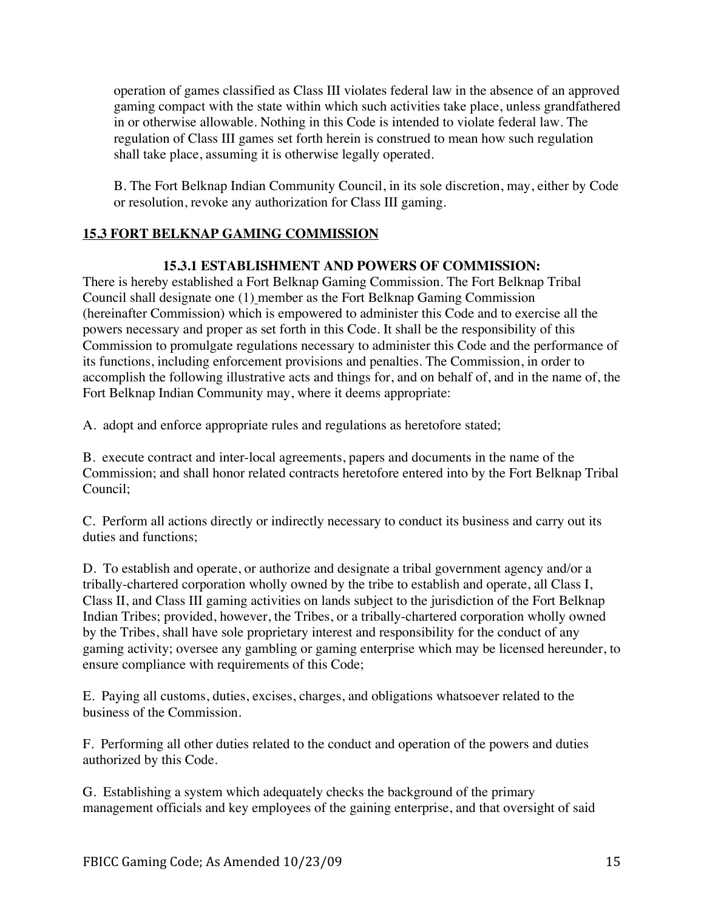operation of games classified as Class III violates federal law in the absence of an approved gaming compact with the state within which such activities take place, unless grandfathered in or otherwise allowable. Nothing in this Code is intended to violate federal law. The regulation of Class III games set forth herein is construed to mean how such regulation shall take place, assuming it is otherwise legally operated.

B. The Fort Belknap Indian Community Council, in its sole discretion, may, either by Code or resolution, revoke any authorization for Class III gaming.

## 15.3 FORT BELKNAP GAMING COMMISSION

### 15.3.1 ESTABLISHMENT AND POWERS OF COMMISSION:

There is hereby established a Fort Belknap Gaming Commission. The Fort Belknap Tribal Council shall designate one (1) member as the Fort Belknap Gaming Commission (hereinafter Commission) which is empowered to administer this Code and to exercise all the powers necessary and proper as set forth in this Code. It shall be the responsibility of this Commission to promulgate regulations necessary to administer this Code and the performance of its functions, including enforcement provisions and penalties. The Commission, in order to accomplish the following illustrative acts and things for, and on behalf of, and in the name of, the Fort Belknap Indian Community may, where it deems appropriate:

A. adopt and enforce appropriate rules and regulations as heretofore stated;

B. execute contract and inter-local agreements, papers and documents in the name of the Commission; and shall honor related contracts heretofore entered into by the Fort Belknap Tribal Council;

C. Perform all actions directly or indirectly necessary to conduct its business and carry out its duties and functions;

D. To establish and operate, or authorize and designate a tribal government agency and/or a tribally-chartered corporation wholly owned by the tribe to establish and operate, all Class I, Class II, and Class III gaming activities on lands subject to the jurisdiction of the Fort Belknap Indian Tribes; provided, however, the Tribes, or a tribally-chartered corporation wholly owned by the Tribes, shall have sole proprietary interest and responsibility for the conduct of any gaming activity; oversee any gambling or gaming enterprise which may be licensed hereunder, to ensure compliance with requirements of this Code;

E. Paying all customs, duties, excises, charges, and obligations whatsoever related to the business of the Commission.

F. Performing all other duties related to the conduct and operation of the powers and duties authorized by this Code.

G. Establishing a system which adequately checks the background of the primary management officials and key employees of the gaining enterprise, and that oversight of said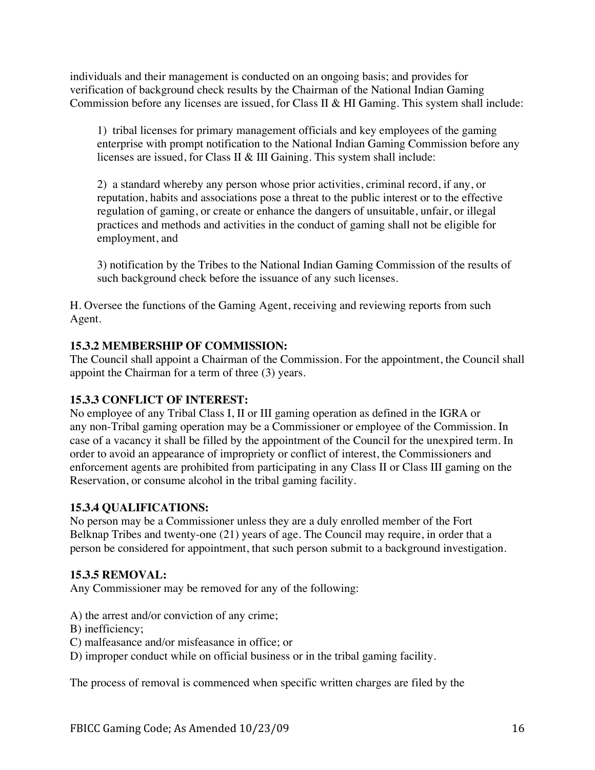individuals and their management is conducted on an ongoing basis; and provides for verification of background check results by the Chairman of the National Indian Gaming Commission before any licenses are issued, for Class II & HI Gaming. This system shall include:

1) tribal licenses for primary management officials and key employees of the gaming enterprise with prompt notification to the National Indian Gaming Commission before any licenses are issued, for Class II & III Gaining. This system shall include:

2) a standard whereby any person whose prior activities, criminal record, if any, or reputation, habits and associations pose a threat to the public interest or to the effective regulation of gaming, or create or enhance the dangers of unsuitable, unfair, or illegal practices and methods and activities in the conduct of gaming shall not be eligible for employment, and

3) notification by the Tribes to the National Indian Gaming Commission of the results of such background check before the issuance of any such licenses.

H. Oversee the functions of the Gaming Agent, receiving and reviewing reports from such Agent.

**15.3.2 MEMBERSHIP OF COMMISSION:**
The Council shall appoint a Chairman of the Commission. For the appointment, the Council shall appoint the Chairman for a term of three (3) years.

**15.3.3 CONFLICT OF INTEREST:**
No employee of any Tribal Class I, II or III gaming operation as defined in the IGRA or any non-Tribal gaming operation may be a Commissioner or employee of the Commission. In case of a vacancy it shall be filled by the appointment of the Council for the unexpired term. In order to avoid an appearance of impropriety or conflict of interest, the Commissioners and enforcement agents are prohibited from participating in any Class II or Class III gaming on the Reservation, or consume alcohol in the tribal gaming facility.

**15.3.4 QUALIFICATIONS:**
No person may be a Commissioner unless they are a duly enrolled member of the Fort Belknap Tribes and twenty-one (21) years of age. The Council may require, in order that a person be considered for appointment, that such person submit to a background investigation.

**15.3.5 REMOVAL:**
Any Commissioner may be removed for any of the following:

A) the arrest and/or conviction of any crime;
B) inefficiency;
C) malfeasance and/or misfeasance in office; or
D) improper conduct while on official business or in the tribal gaming facility.

The process of removal is commenced when specific written charges are filed by the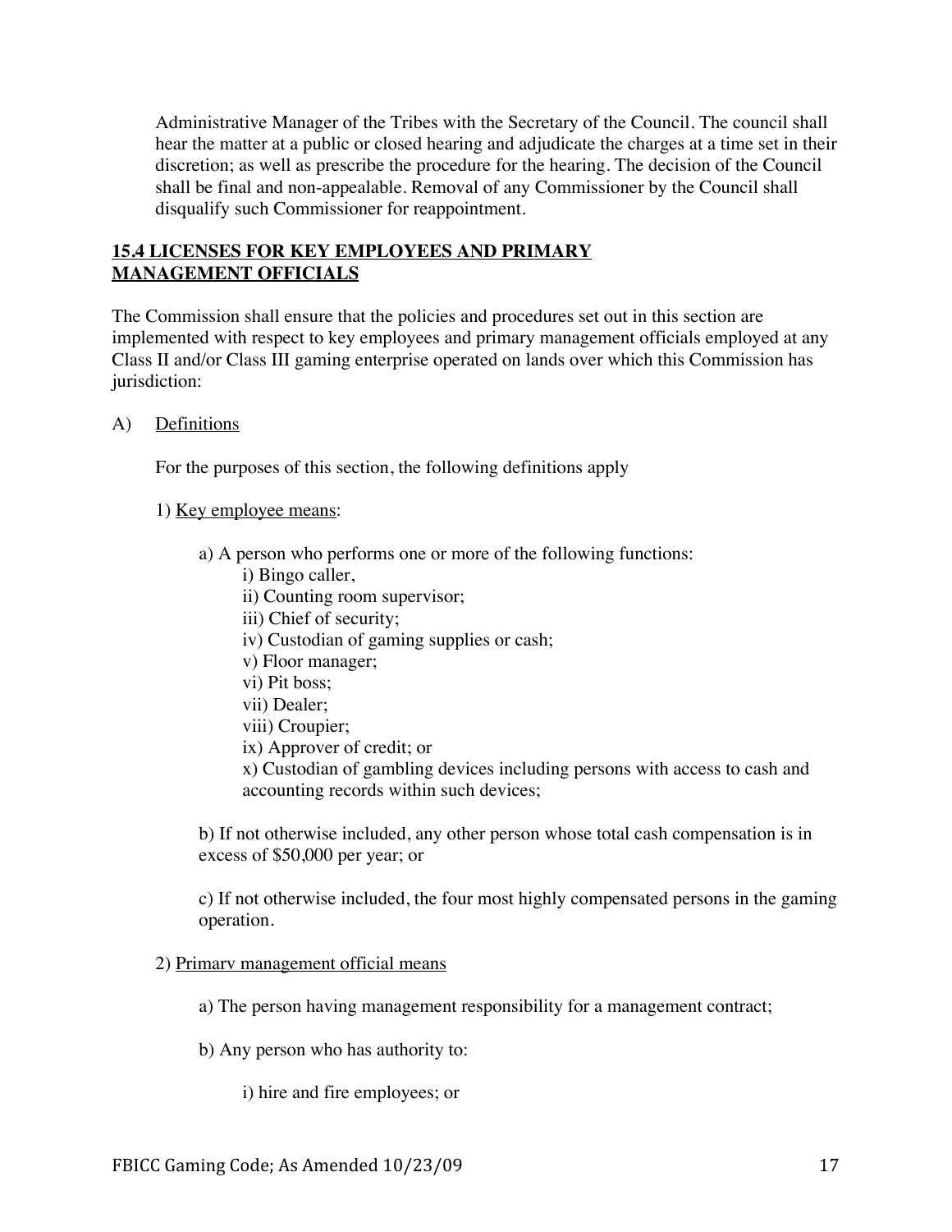Administrative Manager of the Tribes with the Secretary of the Council. The council shall hear the matter at a public or closed hearing and adjudicate the charges at a time set in their discretion; as well as prescribe the procedure for the hearing. The decision of the Council shall be final and non-appealable. Removal of any Commissioner by the Council shall disqualify such Commissioner for reappointment.

## 15.4 LICENSES FOR KEY EMPLOYEES AND PRIMARY MANAGEMENT OFFICIALS

The Commission shall ensure that the policies and procedures set out in this section are implemented with respect to key employees and primary management officials employed at any Class II and/or Class III gaming enterprise operated on lands over which this Commission has jurisdiction:

A) Definitions

For the purposes of this section, the following definitions apply

1) Key employee means:

a) A person who performs one or more of the following functions:

i) Bingo caller,
ii) Counting room supervisor;
iii) Chief of security;
iv) Custodian of gaming supplies or cash;
v) Floor manager;
vi) Pit boss;
vii) Dealer;
viii) Croupier;
ix) Approver of credit; or
x) Custodian of gambling devices including persons with access to cash and accounting records within such devices;

b) If not otherwise included, any other person whose total cash compensation is in excess of $50,000 per year; or

c) If not otherwise included, the four most highly compensated persons in the gaming operation.

2) Primary management official means

a) The person having management responsibility for a management contract;

b) Any person who has authority to:

i) hire and fire employees; or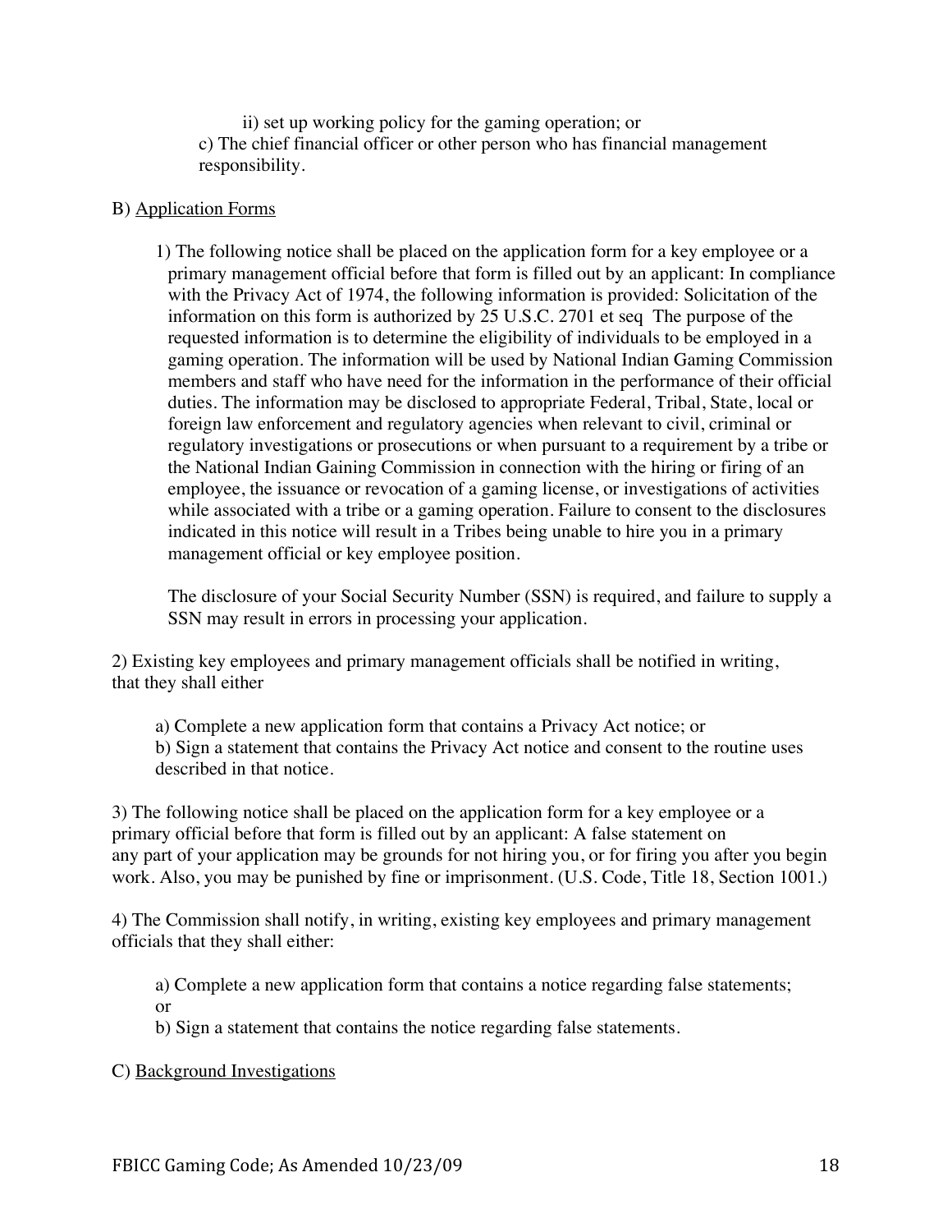ii) set up working policy for the gaming operation; or

c) The chief financial officer or other person who has financial management responsibility.

B) Application Forms

1) The following notice shall be placed on the application form for a key employee or a primary management official before that form is filled out by an applicant: In compliance with the Privacy Act of 1974, the following information is provided: Solicitation of the information on this form is authorized by 25 U.S.C. 2701 et seq The purpose of the requested information is to determine the eligibility of individuals to be employed in a gaming operation. The information will be used by National Indian Gaming Commission members and staff who have need for the information in the performance of their official duties. The information may be disclosed to appropriate Federal, Tribal, State, local or foreign law enforcement and regulatory agencies when relevant to civil, criminal or regulatory investigations or prosecutions or when pursuant to a requirement by a tribe or the National Indian Gaining Commission in connection with the hiring or firing of an employee, the issuance or revocation of a gaming license, or investigations of activities while associated with a tribe or a gaming operation. Failure to consent to the disclosures indicated in this notice will result in a Tribes being unable to hire you in a primary management official or key employee position.

The disclosure of your Social Security Number (SSN) is required, and failure to supply a SSN may result in errors in processing your application.

2) Existing key employees and primary management officials shall be notified in writing, that they shall either

a) Complete a new application form that contains a Privacy Act notice; or

b) Sign a statement that contains the Privacy Act notice and consent to the routine uses described in that notice.

3) The following notice shall be placed on the application form for a key employee or a primary official before that form is filled out by an applicant: A false statement on any part of your application may be grounds for not hiring you, or for firing you after you begin work. Also, you may be punished by fine or imprisonment. (U.S. Code, Title 18, Section 1001.)

4) The Commission shall notify, in writing, existing key employees and primary management officials that they shall either:

a) Complete a new application form that contains a notice regarding false statements; or

b) Sign a statement that contains the notice regarding false statements.

C) Background Investigations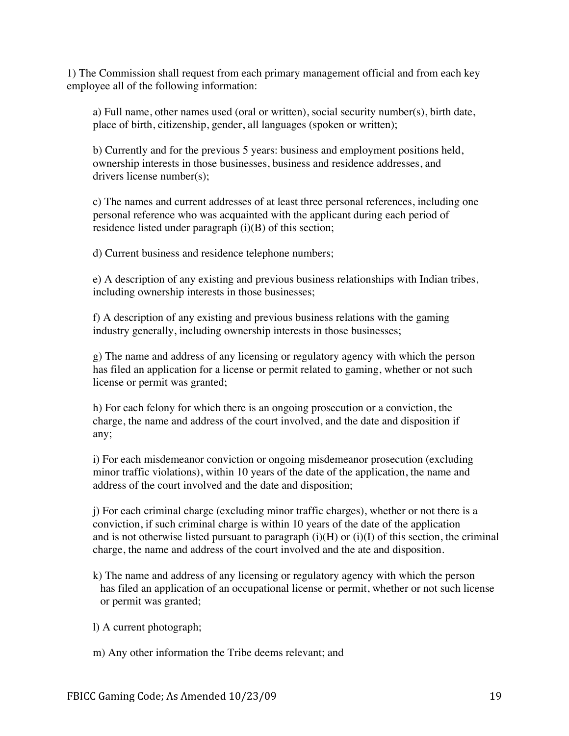1) The Commission shall request from each primary management official and from each key employee all of the following information:

a) Full name, other names used (oral or written), social security number(s), birth date, place of birth, citizenship, gender, all languages (spoken or written);

b) Currently and for the previous 5 years: business and employment positions held, ownership interests in those businesses, business and residence addresses, and drivers license number(s);

c) The names and current addresses of at least three personal references, including one personal reference who was acquainted with the applicant during each period of residence listed under paragraph (i)(B) of this section;

d) Current business and residence telephone numbers;

e) A description of any existing and previous business relationships with Indian tribes, including ownership interests in those businesses;

f) A description of any existing and previous business relations with the gaming industry generally, including ownership interests in those businesses;

g) The name and address of any licensing or regulatory agency with which the person has filed an application for a license or permit related to gaming, whether or not such license or permit was granted;

h) For each felony for which there is an ongoing prosecution or a conviction, the charge, the name and address of the court involved, and the date and disposition if any;

i) For each misdemeanor conviction or ongoing misdemeanor prosecution (excluding minor traffic violations), within 10 years of the date of the application, the name and address of the court involved and the date and disposition;

j) For each criminal charge (excluding minor traffic charges), whether or not there is a conviction, if such criminal charge is within 10 years of the date of the application and is not otherwise listed pursuant to paragraph (i)(H) or (i)(I) of this section, the criminal charge, the name and address of the court involved and the ate and disposition.

k) The name and address of any licensing or regulatory agency with which the person has filed an application of an occupational license or permit, whether or not such license or permit was granted;

l) A current photograph;

m) Any other information the Tribe deems relevant; and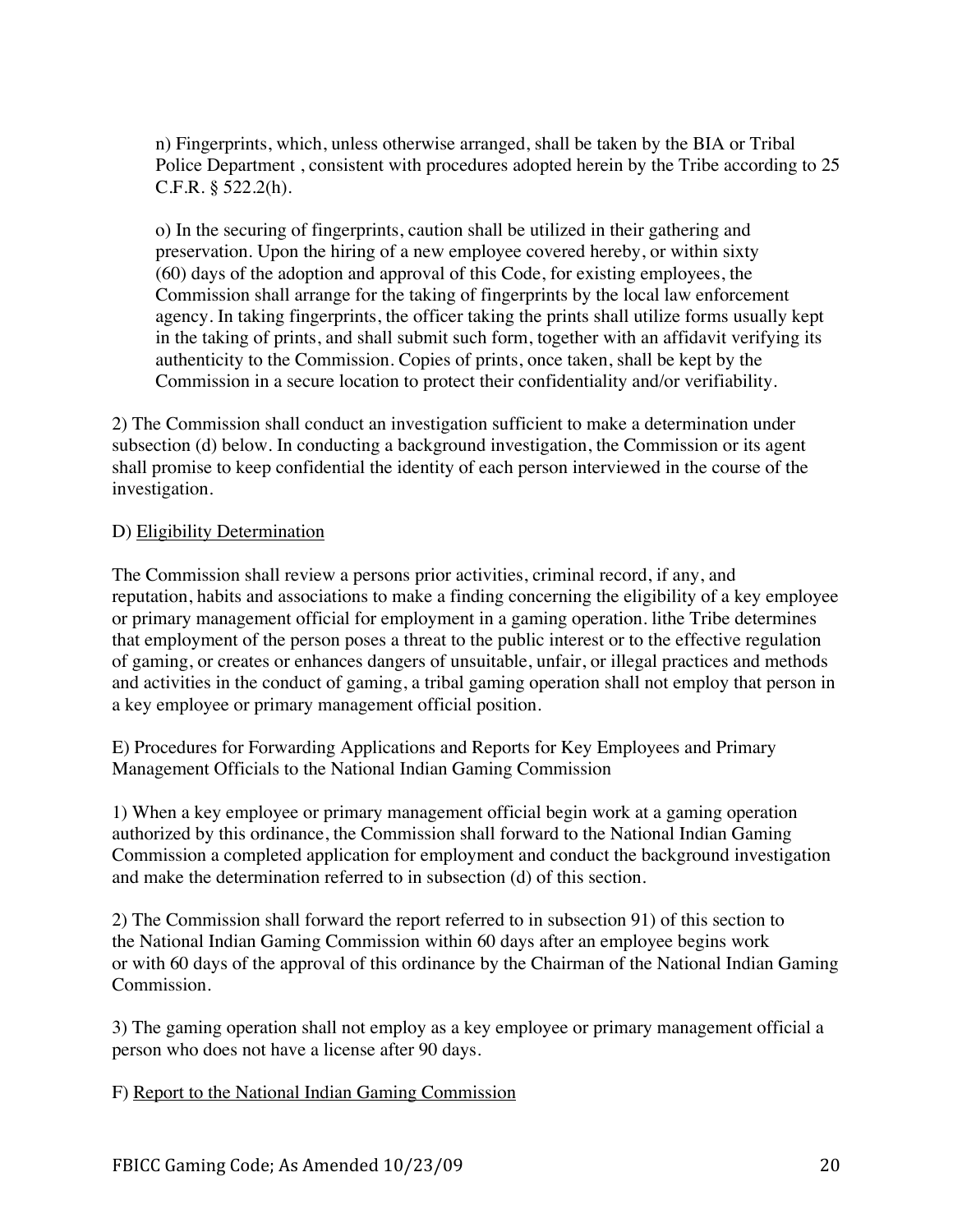n) Fingerprints, which, unless otherwise arranged, shall be taken by the BIA or Tribal Police Department , consistent with procedures adopted herein by the Tribe according to 25 C.F.R. § 522.2(h).

o) In the securing of fingerprints, caution shall be utilized in their gathering and preservation. Upon the hiring of a new employee covered hereby, or within sixty (60) days of the adoption and approval of this Code, for existing employees, the Commission shall arrange for the taking of fingerprints by the local law enforcement agency. In taking fingerprints, the officer taking the prints shall utilize forms usually kept in the taking of prints, and shall submit such form, together with an affidavit verifying its authenticity to the Commission. Copies of prints, once taken, shall be kept by the Commission in a secure location to protect their confidentiality and/or verifiability.

2) The Commission shall conduct an investigation sufficient to make a determination under subsection (d) below. In conducting a background investigation, the Commission or its agent shall promise to keep confidential the identity of each person interviewed in the course of the investigation.

D) <u>Eligibility Determination</u>

The Commission shall review a persons prior activities, criminal record, if any, and reputation, habits and associations to make a finding concerning the eligibility of a key employee or primary management official for employment in a gaming operation. lithe Tribe determines that employment of the person poses a threat to the public interest or to the effective regulation of gaming, or creates or enhances dangers of unsuitable, unfair, or illegal practices and methods and activities in the conduct of gaming, a tribal gaming operation shall not employ that person in a key employee or primary management official position.

E) Procedures for Forwarding Applications and Reports for Key Employees and Primary Management Officials to the National Indian Gaming Commission

1) When a key employee or primary management official begin work at a gaming operation authorized by this ordinance, the Commission shall forward to the National Indian Gaming Commission a completed application for employment and conduct the background investigation and make the determination referred to in subsection (d) of this section.

2) The Commission shall forward the report referred to in subsection 91) of this section to the National Indian Gaming Commission within 60 days after an employee begins work or with 60 days of the approval of this ordinance by the Chairman of the National Indian Gaming Commission.

3) The gaming operation shall not employ as a key employee or primary management official a person who does not have a license after 90 days.

F) <u>Report to the National Indian Gaming Commission</u>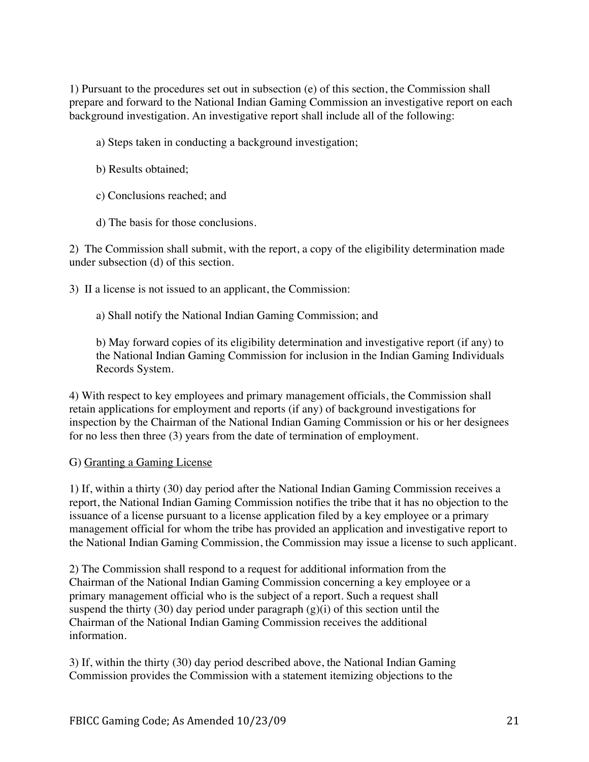1) Pursuant to the procedures set out in subsection (e) of this section, the Commission shall prepare and forward to the National Indian Gaming Commission an investigative report on each background investigation. An investigative report shall include all of the following:

a) Steps taken in conducting a background investigation;

b) Results obtained;

c) Conclusions reached; and

d) The basis for those conclusions.

2) The Commission shall submit, with the report, a copy of the eligibility determination made under subsection (d) of this section.

3) II a license is not issued to an applicant, the Commission:

a) Shall notify the National Indian Gaming Commission; and

b) May forward copies of its eligibility determination and investigative report (if any) to the National Indian Gaming Commission for inclusion in the Indian Gaming Individuals Records System.

4) With respect to key employees and primary management officials, the Commission shall retain applications for employment and reports (if any) of background investigations for inspection by the Chairman of the National Indian Gaming Commission or his or her designees for no less then three (3) years from the date of termination of employment.

G) <u>Granting a Gaming License</u>

1) If, within a thirty (30) day period after the National Indian Gaming Commission receives a report, the National Indian Gaming Commission notifies the tribe that it has no objection to the issuance of a license pursuant to a license application filed by a key employee or a primary management official for whom the tribe has provided an application and investigative report to the National Indian Gaming Commission, the Commission may issue a license to such applicant.

2) The Commission shall respond to a request for additional information from the Chairman of the National Indian Gaming Commission concerning a key employee or a primary management official who is the subject of a report. Such a request shall suspend the thirty (30) day period under paragraph (g)(i) of this section until the Chairman of the National Indian Gaming Commission receives the additional information.

3) If, within the thirty (30) day period described above, the National Indian Gaming Commission provides the Commission with a statement itemizing objections to the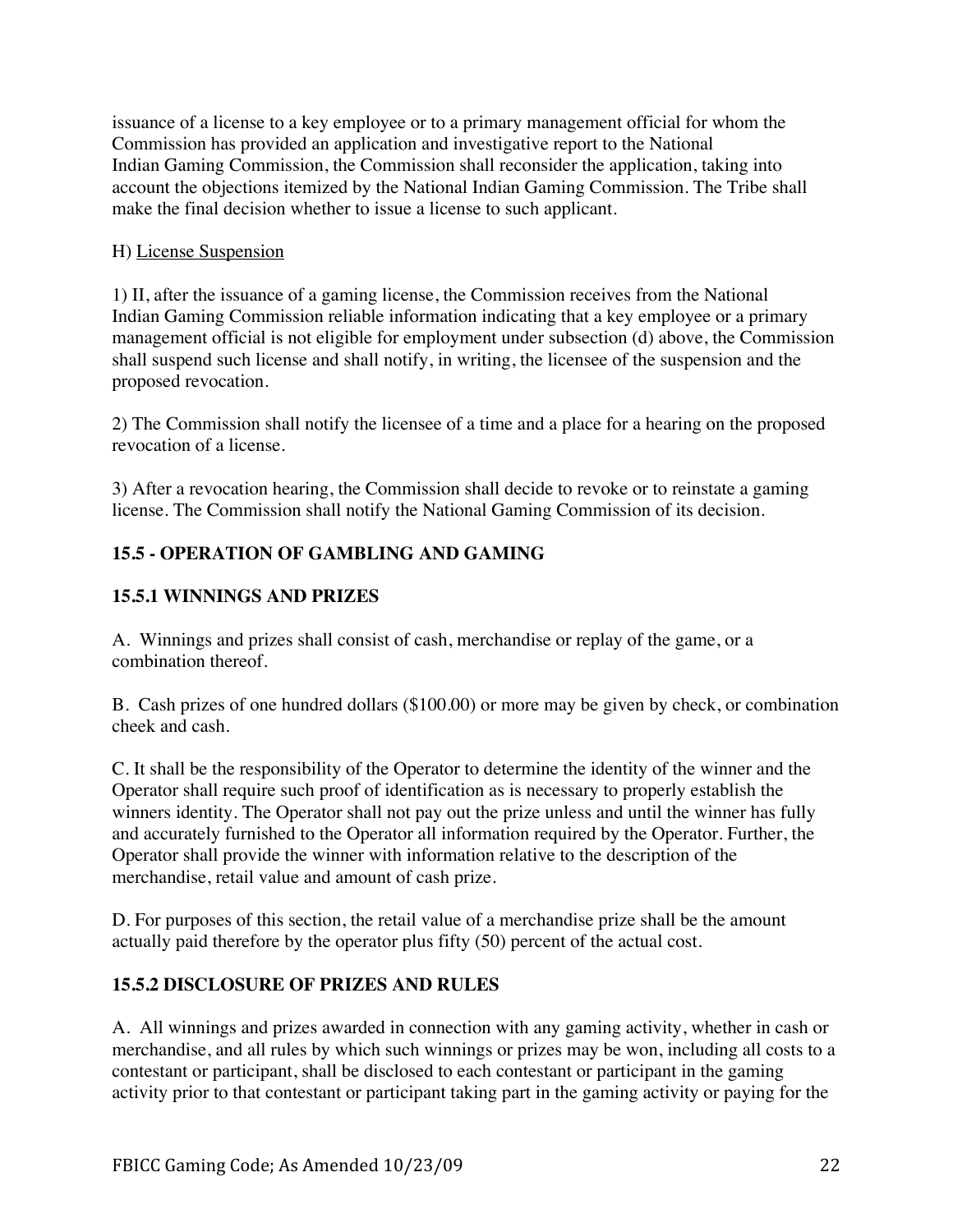issuance of a license to a key employee or to a primary management official for whom the Commission has provided an application and investigative report to the National Indian Gaming Commission, the Commission shall reconsider the application, taking into account the objections itemized by the National Indian Gaming Commission. The Tribe shall make the final decision whether to issue a license to such applicant.

H) License Suspension

1) II, after the issuance of a gaming license, the Commission receives from the National Indian Gaming Commission reliable information indicating that a key employee or a primary management official is not eligible for employment under subsection (d) above, the Commission shall suspend such license and shall notify, in writing, the licensee of the suspension and the proposed revocation.

2) The Commission shall notify the licensee of a time and a place for a hearing on the proposed revocation of a license.

3) After a revocation hearing, the Commission shall decide to revoke or to reinstate a gaming license. The Commission shall notify the National Gaming Commission of its decision.

## 15.5 - OPERATION OF GAMBLING AND GAMING

### 15.5.1 WINNINGS AND PRIZES

A. Winnings and prizes shall consist of cash, merchandise or replay of the game, or a combination thereof.

B. Cash prizes of one hundred dollars ($100.00) or more may be given by check, or combination cheek and cash.

C. It shall be the responsibility of the Operator to determine the identity of the winner and the Operator shall require such proof of identification as is necessary to properly establish the winners identity. The Operator shall not pay out the prize unless and until the winner has fully and accurately furnished to the Operator all information required by the Operator. Further, the Operator shall provide the winner with information relative to the description of the merchandise, retail value and amount of cash prize.

D. For purposes of this section, the retail value of a merchandise prize shall be the amount actually paid therefore by the operator plus fifty (50) percent of the actual cost.

### 15.5.2 DISCLOSURE OF PRIZES AND RULES

A. All winnings and prizes awarded in connection with any gaming activity, whether in cash or merchandise, and all rules by which such winnings or prizes may be won, including all costs to a contestant or participant, shall be disclosed to each contestant or participant in the gaming activity prior to that contestant or participant taking part in the gaming activity or paying for the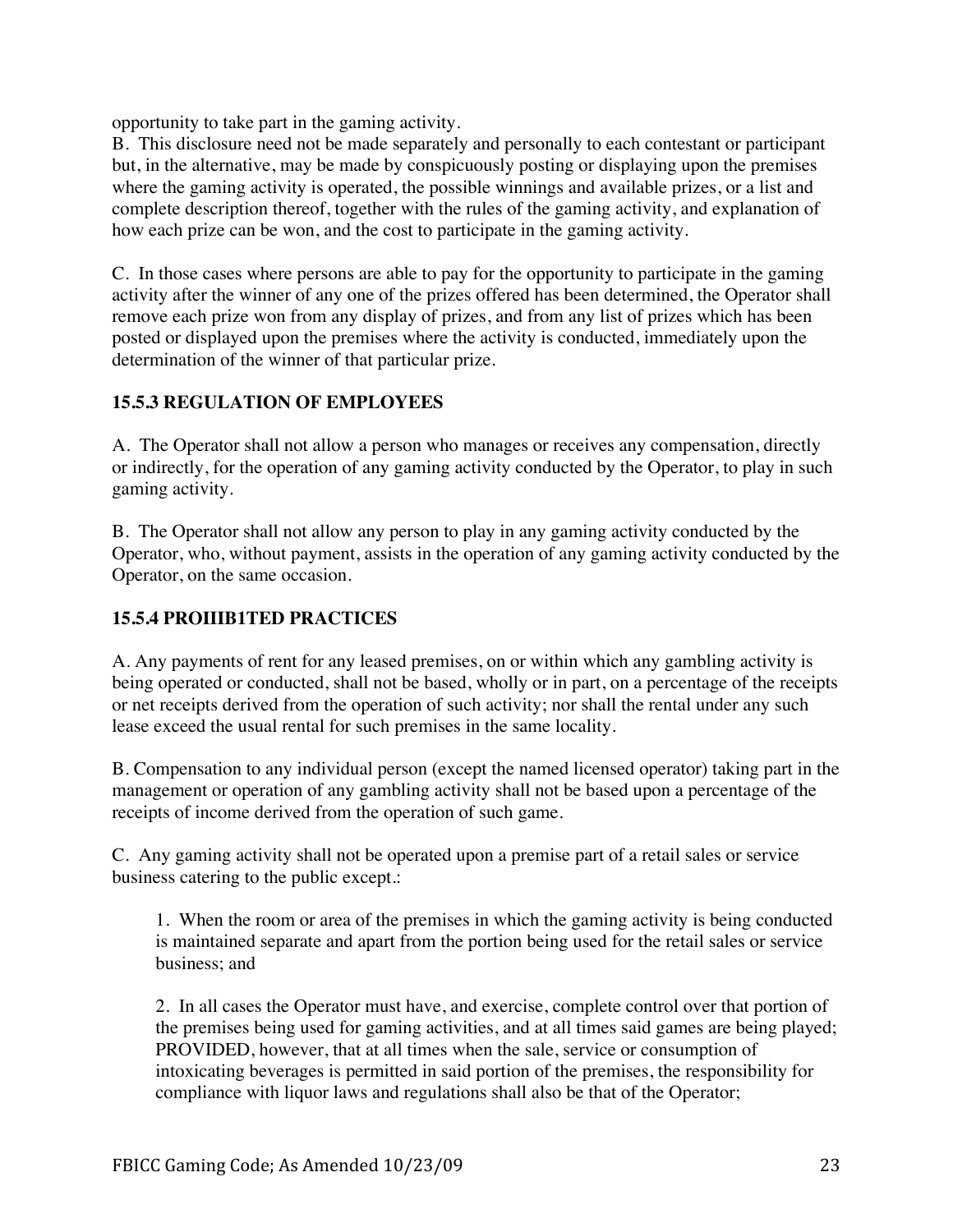opportunity to take part in the gaming activity.

B. This disclosure need not be made separately and personally to each contestant or participant but, in the alternative, may be made by conspicuously posting or displaying upon the premises where the gaming activity is operated, the possible winnings and available prizes, or a list and complete description thereof, together with the rules of the gaming activity, and explanation of how each prize can be won, and the cost to participate in the gaming activity.

C. In those cases where persons are able to pay for the opportunity to participate in the gaming activity after the winner of any one of the prizes offered has been determined, the Operator shall remove each prize won from any display of prizes, and from any list of prizes which has been posted or displayed upon the premises where the activity is conducted, immediately upon the determination of the winner of that particular prize.

### 15.5.3 REGULATION OF EMPLOYEES

A. The Operator shall not allow a person who manages or receives any compensation, directly or indirectly, for the operation of any gaming activity conducted by the Operator, to play in such gaming activity.

B. The Operator shall not allow any person to play in any gaming activity conducted by the Operator, who, without payment, assists in the operation of any gaming activity conducted by the Operator, on the same occasion.

### 15.5.4 PROIIIB1TED PRACTICES

A. Any payments of rent for any leased premises, on or within which any gambling activity is being operated or conducted, shall not be based, wholly or in part, on a percentage of the receipts or net receipts derived from the operation of such activity; nor shall the rental under any such lease exceed the usual rental for such premises in the same locality.

B. Compensation to any individual person (except the named licensed operator) taking part in the management or operation of any gambling activity shall not be based upon a percentage of the receipts of income derived from the operation of such game.

C. Any gaming activity shall not be operated upon a premise part of a retail sales or service business catering to the public except.:

1. When the room or area of the premises in which the gaming activity is being conducted is maintained separate and apart from the portion being used for the retail sales or service business; and

2. In all cases the Operator must have, and exercise, complete control over that portion of the premises being used for gaming activities, and at all times said games are being played; PROVIDED, however, that at all times when the sale, service or consumption of intoxicating beverages is permitted in said portion of the premises, the responsibility for compliance with liquor laws and regulations shall also be that of the Operator;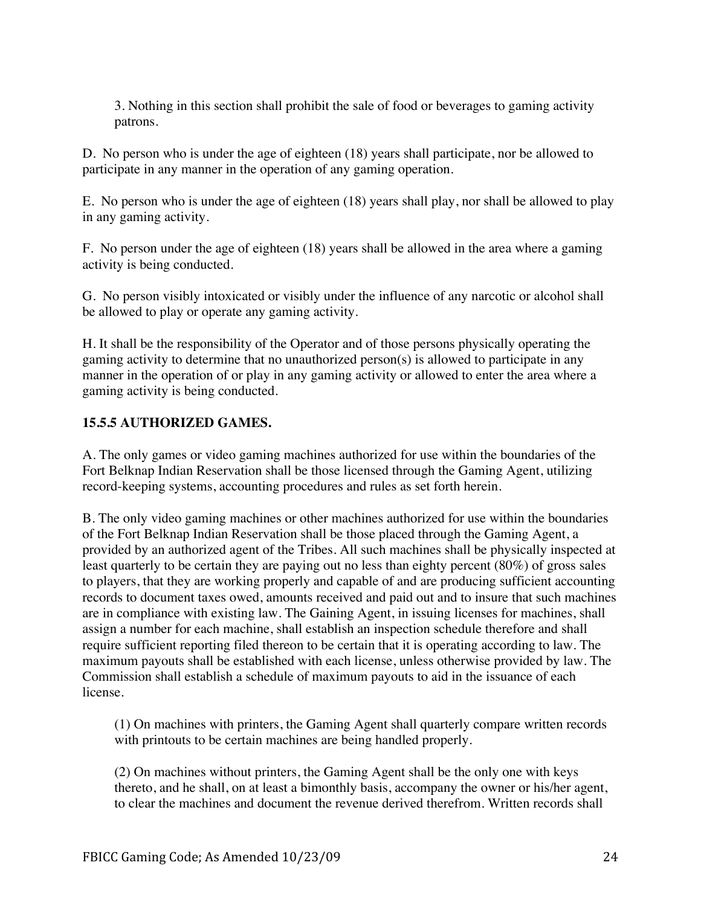3. Nothing in this section shall prohibit the sale of food or beverages to gaming activity patrons.

D. No person who is under the age of eighteen (18) years shall participate, nor be allowed to participate in any manner in the operation of any gaming operation.

E. No person who is under the age of eighteen (18) years shall play, nor shall be allowed to play in any gaming activity.

F. No person under the age of eighteen (18) years shall be allowed in the area where a gaming activity is being conducted.

G. No person visibly intoxicated or visibly under the influence of any narcotic or alcohol shall be allowed to play or operate any gaming activity.

H. It shall be the responsibility of the Operator and of those persons physically operating the gaming activity to determine that no unauthorized person(s) is allowed to participate in any manner in the operation of or play in any gaming activity or allowed to enter the area where a gaming activity is being conducted.

**15.5.5 AUTHORIZED GAMES.**

A. The only games or video gaming machines authorized for use within the boundaries of the Fort Belknap Indian Reservation shall be those licensed through the Gaming Agent, utilizing record-keeping systems, accounting procedures and rules as set forth herein.

B. The only video gaming machines or other machines authorized for use within the boundaries of the Fort Belknap Indian Reservation shall be those placed through the Gaming Agent, a provided by an authorized agent of the Tribes. All such machines shall be physically inspected at least quarterly to be certain they are paying out no less than eighty percent (80%) of gross sales to players, that they are working properly and capable of and are producing sufficient accounting records to document taxes owed, amounts received and paid out and to insure that such machines are in compliance with existing law. The Gaining Agent, in issuing licenses for machines, shall assign a number for each machine, shall establish an inspection schedule therefore and shall require sufficient reporting filed thereon to be certain that it is operating according to law. The maximum payouts shall be established with each license, unless otherwise provided by law. The Commission shall establish a schedule of maximum payouts to aid in the issuance of each license.

(1) On machines with printers, the Gaming Agent shall quarterly compare written records with printouts to be certain machines are being handled properly.

(2) On machines without printers, the Gaming Agent shall be the only one with keys thereto, and he shall, on at least a bimonthly basis, accompany the owner or his/her agent, to clear the machines and document the revenue derived therefrom. Written records shall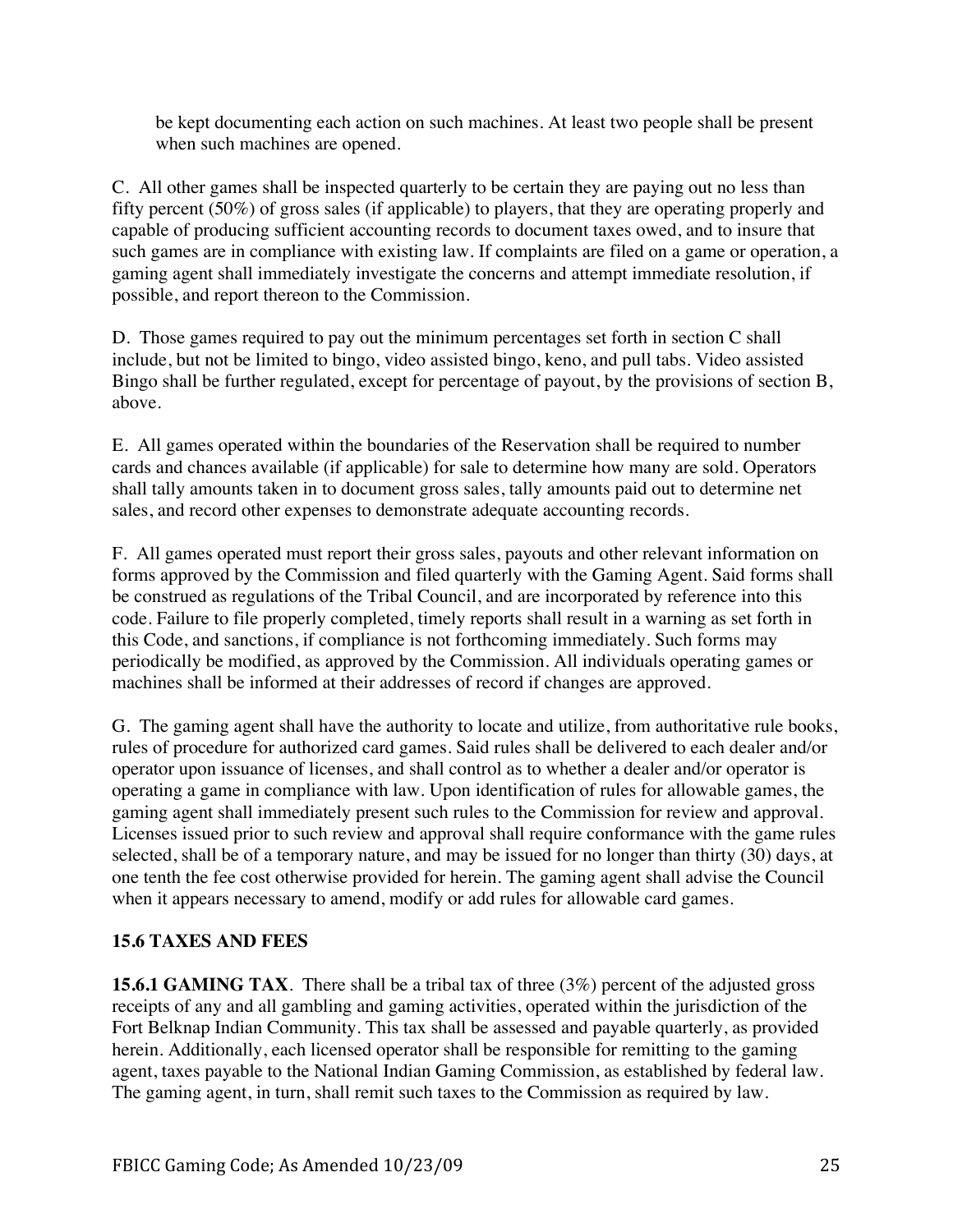be kept documenting each action on such machines. At least two people shall be present when such machines are opened.

C. All other games shall be inspected quarterly to be certain they are paying out no less than fifty percent (50%) of gross sales (if applicable) to players, that they are operating properly and capable of producing sufficient accounting records to document taxes owed, and to insure that such games are in compliance with existing law. If complaints are filed on a game or operation, a gaming agent shall immediately investigate the concerns and attempt immediate resolution, if possible, and report thereon to the Commission.

D. Those games required to pay out the minimum percentages set forth in section C shall include, but not be limited to bingo, video assisted bingo, keno, and pull tabs. Video assisted Bingo shall be further regulated, except for percentage of payout, by the provisions of section B, above.

E. All games operated within the boundaries of the Reservation shall be required to number cards and chances available (if applicable) for sale to determine how many are sold. Operators shall tally amounts taken in to document gross sales, tally amounts paid out to determine net sales, and record other expenses to demonstrate adequate accounting records.

F. All games operated must report their gross sales, payouts and other relevant information on forms approved by the Commission and filed quarterly with the Gaming Agent. Said forms shall be construed as regulations of the Tribal Council, and are incorporated by reference into this code. Failure to file properly completed, timely reports shall result in a warning as set forth in this Code, and sanctions, if compliance is not forthcoming immediately. Such forms may periodically be modified, as approved by the Commission. All individuals operating games or machines shall be informed at their addresses of record if changes are approved.

G. The gaming agent shall have the authority to locate and utilize, from authoritative rule books, rules of procedure for authorized card games. Said rules shall be delivered to each dealer and/or operator upon issuance of licenses, and shall control as to whether a dealer and/or operator is operating a game in compliance with law. Upon identification of rules for allowable games, the gaming agent shall immediately present such rules to the Commission for review and approval. Licenses issued prior to such review and approval shall require conformance with the game rules selected, shall be of a temporary nature, and may be issued for no longer than thirty (30) days, at one tenth the fee cost otherwise provided for herein. The gaming agent shall advise the Council when it appears necessary to amend, modify or add rules for allowable card games.

## 15.6 TAXES AND FEES

**15.6.1 GAMING TAX**. There shall be a tribal tax of three (3%) percent of the adjusted gross receipts of any and all gambling and gaming activities, operated within the jurisdiction of the Fort Belknap Indian Community. This tax shall be assessed and payable quarterly, as provided herein. Additionally, each licensed operator shall be responsible for remitting to the gaming agent, taxes payable to the National Indian Gaming Commission, as established by federal law. The gaming agent, in turn, shall remit such taxes to the Commission as required by law.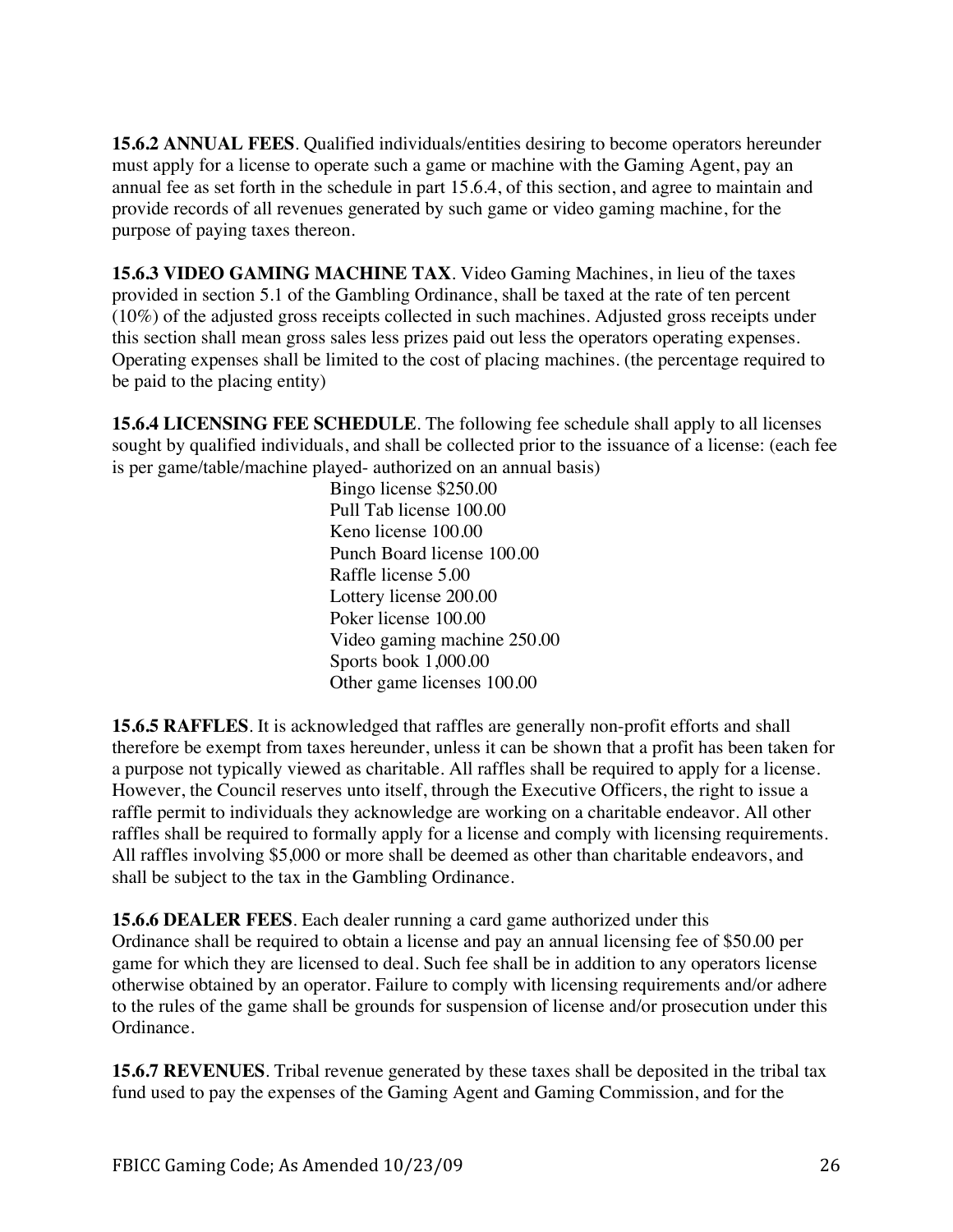**15.6.2 ANNUAL FEES**. Qualified individuals/entities desiring to become operators hereunder must apply for a license to operate such a game or machine with the Gaming Agent, pay an annual fee as set forth in the schedule in part 15.6.4, of this section, and agree to maintain and provide records of all revenues generated by such game or video gaming machine, for the purpose of paying taxes thereon.

**15.6.3 VIDEO GAMING MACHINE TAX**. Video Gaming Machines, in lieu of the taxes provided in section 5.1 of the Gambling Ordinance, shall be taxed at the rate of ten percent (10%) of the adjusted gross receipts collected in such machines. Adjusted gross receipts under this section shall mean gross sales less prizes paid out less the operators operating expenses. Operating expenses shall be limited to the cost of placing machines. (the percentage required to be paid to the placing entity)

**15.6.4 LICENSING FEE SCHEDULE**. The following fee schedule shall apply to all licenses sought by qualified individuals, and shall be collected prior to the issuance of a license: (each fee is per game/table/machine played- authorized on an annual basis)

Bingo license $250.00
Pull Tab license 100.00
Keno license 100.00
Punch Board license 100.00
Raffle license 5.00
Lottery license 200.00
Poker license 100.00
Video gaming machine 250.00
Sports book 1,000.00
Other game licenses 100.00

**15.6.5 RAFFLES**. It is acknowledged that raffles are generally non-profit efforts and shall therefore be exempt from taxes hereunder, unless it can be shown that a profit has been taken for a purpose not typically viewed as charitable. All raffles shall be required to apply for a license. However, the Council reserves unto itself, through the Executive Officers, the right to issue a raffle permit to individuals they acknowledge are working on a charitable endeavor. All other raffles shall be required to formally apply for a license and comply with licensing requirements. All raffles involving $5,000 or more shall be deemed as other than charitable endeavors, and shall be subject to the tax in the Gambling Ordinance.

**15.6.6 DEALER FEES**. Each dealer running a card game authorized under this Ordinance shall be required to obtain a license and pay an annual licensing fee of $50.00 per game for which they are licensed to deal. Such fee shall be in addition to any operators license otherwise obtained by an operator. Failure to comply with licensing requirements and/or adhere to the rules of the game shall be grounds for suspension of license and/or prosecution under this Ordinance.

**15.6.7 REVENUES**. Tribal revenue generated by these taxes shall be deposited in the tribal tax fund used to pay the expenses of the Gaming Agent and Gaming Commission, and for the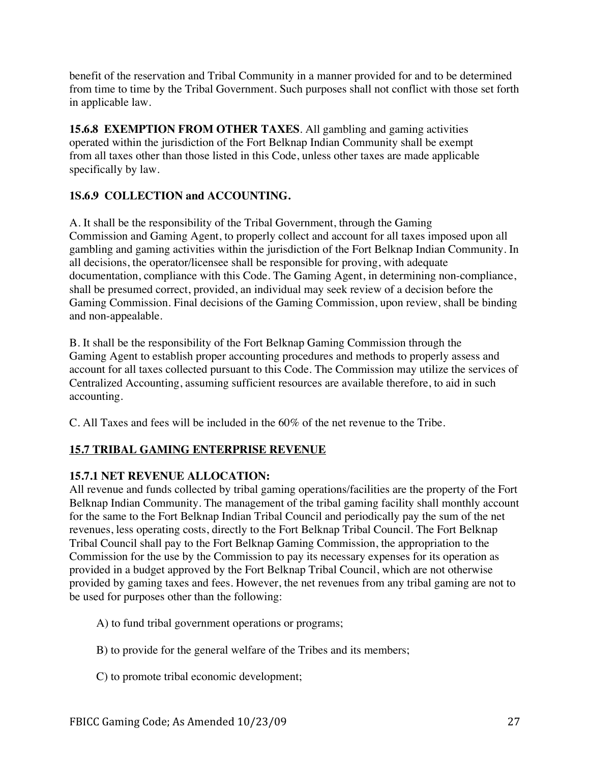benefit of the reservation and Tribal Community in a manner provided for and to be determined from time to time by the Tribal Government. Such purposes shall not conflict with those set forth in applicable law.

**15.6.8 EXEMPTION FROM OTHER TAXES**. All gambling and gaming activities operated within the jurisdiction of the Fort Belknap Indian Community shall be exempt from all taxes other than those listed in this Code, unless other taxes are made applicable specifically by law.

**1S.6.9 COLLECTION and ACCOUNTING.**

A. It shall be the responsibility of the Tribal Government, through the Gaming Commission and Gaming Agent, to properly collect and account for all taxes imposed upon all gambling and gaming activities within the jurisdiction of the Fort Belknap Indian Community. In all decisions, the operator/licensee shall be responsible for proving, with adequate documentation, compliance with this Code. The Gaming Agent, in determining non-compliance, shall be presumed correct, provided, an individual may seek review of a decision before the Gaming Commission. Final decisions of the Gaming Commission, upon review, shall be binding and non-appealable.

B. It shall be the responsibility of the Fort Belknap Gaming Commission through the Gaming Agent to establish proper accounting procedures and methods to properly assess and account for all taxes collected pursuant to this Code. The Commission may utilize the services of Centralized Accounting, assuming sufficient resources are available therefore, to aid in such accounting.

C. All Taxes and fees will be included in the 60% of the net revenue to the Tribe.

## 15.7 TRIBAL GAMING ENTERPRISE REVENUE

**15.7.1 NET REVENUE ALLOCATION:**
All revenue and funds collected by tribal gaming operations/facilities are the property of the Fort Belknap Indian Community. The management of the tribal gaming facility shall monthly account for the same to the Fort Belknap Indian Tribal Council and periodically pay the sum of the net revenues, less operating costs, directly to the Fort Belknap Tribal Council. The Fort Belknap Tribal Council shall pay to the Fort Belknap Gaming Commission, the appropriation to the Commission for the use by the Commission to pay its necessary expenses for its operation as provided in a budget approved by the Fort Belknap Tribal Council, which are not otherwise provided by gaming taxes and fees. However, the net revenues from any tribal gaming are not to be used for purposes other than the following:

A) to fund tribal government operations or programs;

B) to provide for the general welfare of the Tribes and its members;

C) to promote tribal economic development;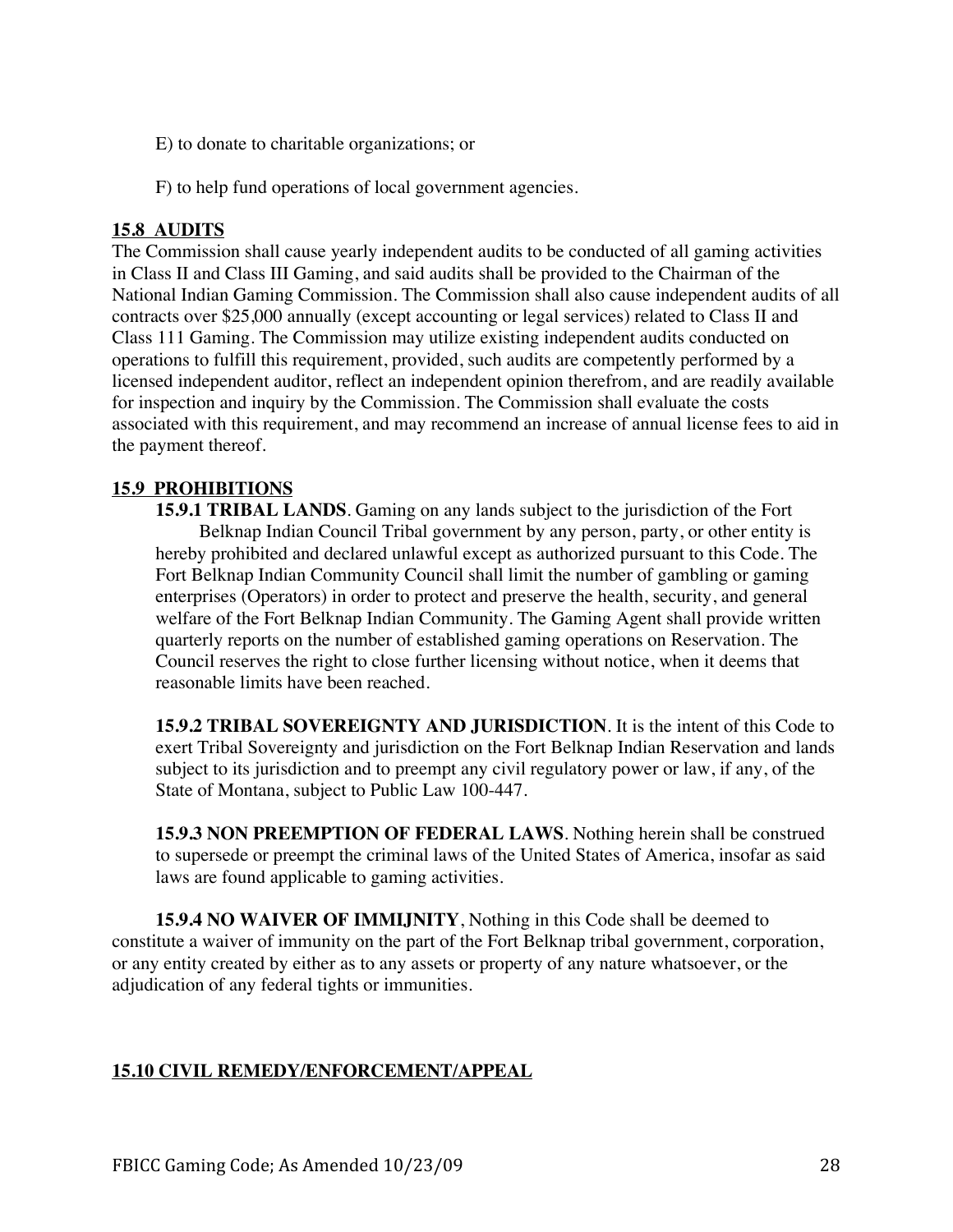E) to donate to charitable organizations; or

F) to help fund operations of local government agencies.

## 15.8 AUDITS

The Commission shall cause yearly independent audits to be conducted of all gaming activities in Class II and Class III Gaming, and said audits shall be provided to the Chairman of the National Indian Gaming Commission. The Commission shall also cause independent audits of all contracts over $25,000 annually (except accounting or legal services) related to Class II and Class 111 Gaming. The Commission may utilize existing independent audits conducted on operations to fulfill this requirement, provided, such audits are competently performed by a licensed independent auditor, reflect an independent opinion therefrom, and are readily available for inspection and inquiry by the Commission. The Commission shall evaluate the costs associated with this requirement, and may recommend an increase of annual license fees to aid in the payment thereof.

## 15.9 PROHIBITIONS

**15.9.1 TRIBAL LANDS**. Gaming on any lands subject to the jurisdiction of the Fort Belknap Indian Council Tribal government by any person, party, or other entity is hereby prohibited and declared unlawful except as authorized pursuant to this Code. The Fort Belknap Indian Community Council shall limit the number of gambling or gaming enterprises (Operators) in order to protect and preserve the health, security, and general welfare of the Fort Belknap Indian Community. The Gaming Agent shall provide written quarterly reports on the number of established gaming operations on Reservation. The Council reserves the right to close further licensing without notice, when it deems that reasonable limits have been reached.

**15.9.2 TRIBAL SOVEREIGNTY AND JURISDICTION**. It is the intent of this Code to exert Tribal Sovereignty and jurisdiction on the Fort Belknap Indian Reservation and lands subject to its jurisdiction and to preempt any civil regulatory power or law, if any, of the State of Montana, subject to Public Law 100-447.

**15.9.3 NON PREEMPTION OF FEDERAL LAWS**. Nothing herein shall be construed to supersede or preempt the criminal laws of the United States of America, insofar as said laws are found applicable to gaming activities.

**15.9.4 NO WAIVER OF IMMIJNITY**, Nothing in this Code shall be deemed to constitute a waiver of immunity on the part of the Fort Belknap tribal government, corporation, or any entity created by either as to any assets or property of any nature whatsoever, or the adjudication of any federal tights or immunities.

## 15.10 CIVIL REMEDY/ENFORCEMENT/APPEAL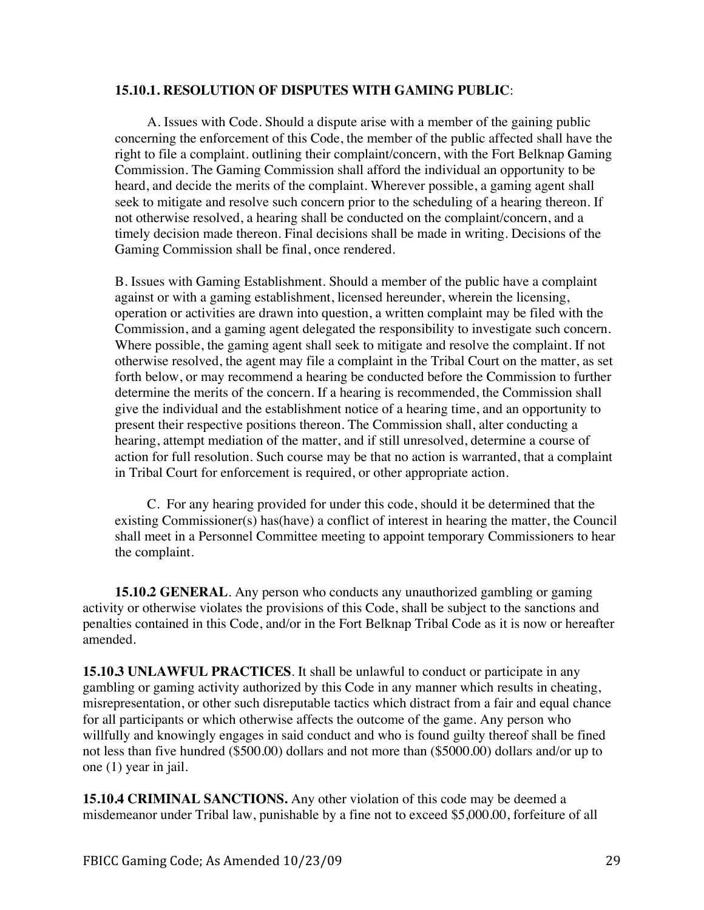**15.10.1. RESOLUTION OF DISPUTES WITH GAMING PUBLIC**:

A. Issues with Code. Should a dispute arise with a member of the gaining public concerning the enforcement of this Code, the member of the public affected shall have the right to file a complaint. outlining their complaint/concern, with the Fort Belknap Gaming Commission. The Gaming Commission shall afford the individual an opportunity to be heard, and decide the merits of the complaint. Wherever possible, a gaming agent shall seek to mitigate and resolve such concern prior to the scheduling of a hearing thereon. If not otherwise resolved, a hearing shall be conducted on the complaint/concern, and a timely decision made thereon. Final decisions shall be made in writing. Decisions of the Gaming Commission shall be final, once rendered.

B. Issues with Gaming Establishment. Should a member of the public have a complaint against or with a gaming establishment, licensed hereunder, wherein the licensing, operation or activities are drawn into question, a written complaint may be filed with the Commission, and a gaming agent delegated the responsibility to investigate such concern. Where possible, the gaming agent shall seek to mitigate and resolve the complaint. If not otherwise resolved, the agent may file a complaint in the Tribal Court on the matter, as set forth below, or may recommend a hearing be conducted before the Commission to further determine the merits of the concern. If a hearing is recommended, the Commission shall give the individual and the establishment notice of a hearing time, and an opportunity to present their respective positions thereon. The Commission shall, alter conducting a hearing, attempt mediation of the matter, and if still unresolved, determine a course of action for full resolution. Such course may be that no action is warranted, that a complaint in Tribal Court for enforcement is required, or other appropriate action.

C. For any hearing provided for under this code, should it be determined that the existing Commissioner(s) has(have) a conflict of interest in hearing the matter, the Council shall meet in a Personnel Committee meeting to appoint temporary Commissioners to hear the complaint.

**15.10.2 GENERAL**. Any person who conducts any unauthorized gambling or gaming activity or otherwise violates the provisions of this Code, shall be subject to the sanctions and penalties contained in this Code, and/or in the Fort Belknap Tribal Code as it is now or hereafter amended.

**15.10.3 UNLAWFUL PRACTICES**. It shall be unlawful to conduct or participate in any gambling or gaming activity authorized by this Code in any manner which results in cheating, misrepresentation, or other such disreputable tactics which distract from a fair and equal chance for all participants or which otherwise affects the outcome of the game. Any person who willfully and knowingly engages in said conduct and who is found guilty thereof shall be fined not less than five hundred ($500.00) dollars and not more than ($5000.00) dollars and/or up to one (1) year in jail.

**15.10.4 CRIMINAL SANCTIONS.** Any other violation of this code may be deemed a misdemeanor under Tribal law, punishable by a fine not to exceed $5,000.00, forfeiture of all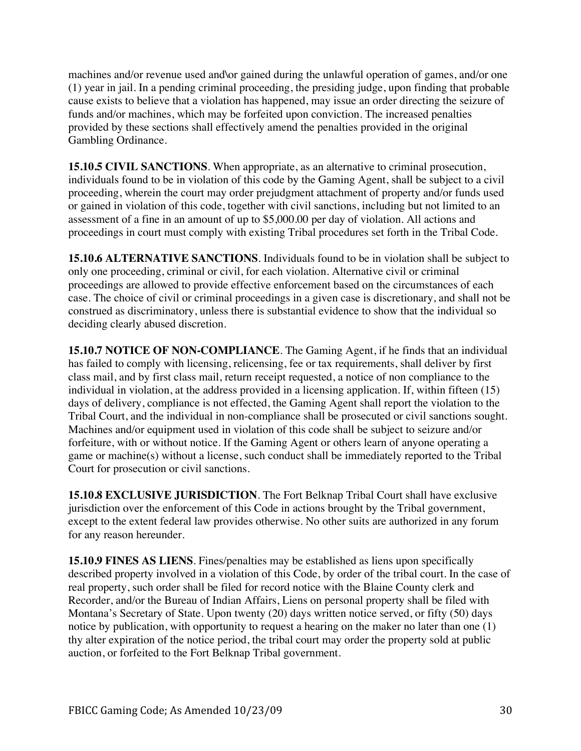machines and/or revenue used and\or gained during the unlawful operation of games, and/or one (1) year in jail. In a pending criminal proceeding, the presiding judge, upon finding that probable cause exists to believe that a violation has happened, may issue an order directing the seizure of funds and/or machines, which may be forfeited upon conviction. The increased penalties provided by these sections shall effectively amend the penalties provided in the original Gambling Ordinance.

**15.10.5 CIVIL SANCTIONS**. When appropriate, as an alternative to criminal prosecution, individuals found to be in violation of this code by the Gaming Agent, shall be subject to a civil proceeding, wherein the court may order prejudgment attachment of property and/or funds used or gained in violation of this code, together with civil sanctions, including but not limited to an assessment of a fine in an amount of up to $5,000.00 per day of violation. All actions and proceedings in court must comply with existing Tribal procedures set forth in the Tribal Code.

**15.10.6 ALTERNATIVE SANCTIONS**. Individuals found to be in violation shall be subject to only one proceeding, criminal or civil, for each violation. Alternative civil or criminal proceedings are allowed to provide effective enforcement based on the circumstances of each case. The choice of civil or criminal proceedings in a given case is discretionary, and shall not be construed as discriminatory, unless there is substantial evidence to show that the individual so deciding clearly abused discretion.

**15.10.7 NOTICE OF NON-COMPLIANCE**. The Gaming Agent, if he finds that an individual has failed to comply with licensing, relicensing, fee or tax requirements, shall deliver by first class mail, and by first class mail, return receipt requested, a notice of non compliance to the individual in violation, at the address provided in a licensing application. If, within fifteen (15) days of delivery, compliance is not effected, the Gaming Agent shall report the violation to the Tribal Court, and the individual in non-compliance shall be prosecuted or civil sanctions sought. Machines and/or equipment used in violation of this code shall be subject to seizure and/or forfeiture, with or without notice. If the Gaming Agent or others learn of anyone operating a game or machine(s) without a license, such conduct shall be immediately reported to the Tribal Court for prosecution or civil sanctions.

**15.10.8 EXCLUSIVE JURISDICTION**. The Fort Belknap Tribal Court shall have exclusive jurisdiction over the enforcement of this Code in actions brought by the Tribal government, except to the extent federal law provides otherwise. No other suits are authorized in any forum for any reason hereunder.

**15.10.9 FINES AS LIENS**. Fines/penalties may be established as liens upon specifically described property involved in a violation of this Code, by order of the tribal court. In the case of real property, such order shall be filed for record notice with the Blaine County clerk and Recorder, and/or the Bureau of Indian Affairs, Liens on personal property shall be filed with Montana's Secretary of State. Upon twenty (20) days written notice served, or fifty (50) days notice by publication, with opportunity to request a hearing on the maker no later than one (1) thy alter expiration of the notice period, the tribal court may order the property sold at public auction, or forfeited to the Fort Belknap Tribal government.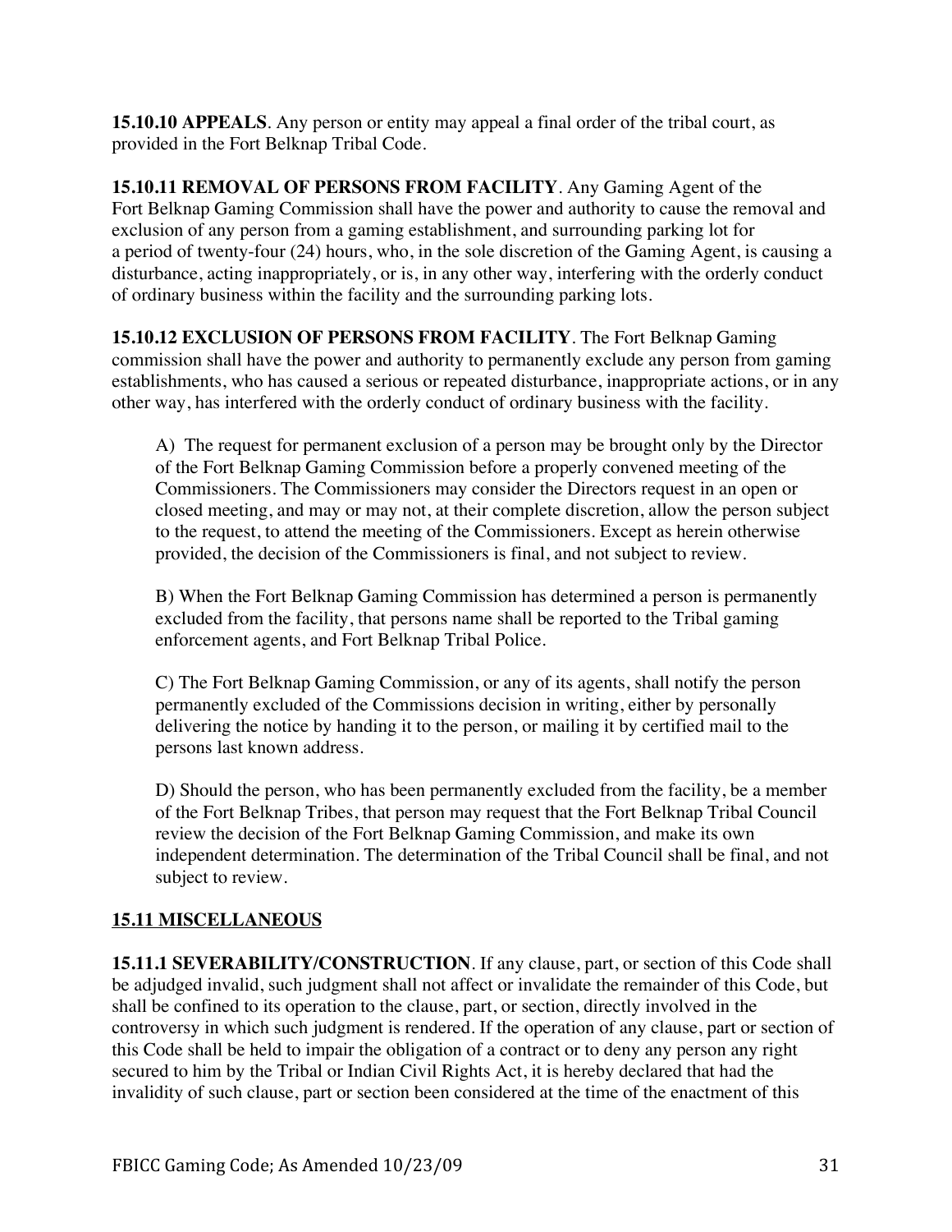**15.10.10 APPEALS**. Any person or entity may appeal a final order of the tribal court, as provided in the Fort Belknap Tribal Code.

**15.10.11 REMOVAL OF PERSONS FROM FACILITY**. Any Gaming Agent of the Fort Belknap Gaming Commission shall have the power and authority to cause the removal and exclusion of any person from a gaming establishment, and surrounding parking lot for a period of twenty-four (24) hours, who, in the sole discretion of the Gaming Agent, is causing a disturbance, acting inappropriately, or is, in any other way, interfering with the orderly conduct of ordinary business within the facility and the surrounding parking lots.

**15.10.12 EXCLUSION OF PERSONS FROM FACILITY**. The Fort Belknap Gaming commission shall have the power and authority to permanently exclude any person from gaming establishments, who has caused a serious or repeated disturbance, inappropriate actions, or in any other way, has interfered with the orderly conduct of ordinary business with the facility.

A) The request for permanent exclusion of a person may be brought only by the Director of the Fort Belknap Gaming Commission before a properly convened meeting of the Commissioners. The Commissioners may consider the Directors request in an open or closed meeting, and may or may not, at their complete discretion, allow the person subject to the request, to attend the meeting of the Commissioners. Except as herein otherwise provided, the decision of the Commissioners is final, and not subject to review.

B) When the Fort Belknap Gaming Commission has determined a person is permanently excluded from the facility, that persons name shall be reported to the Tribal gaming enforcement agents, and Fort Belknap Tribal Police.

C) The Fort Belknap Gaming Commission, or any of its agents, shall notify the person permanently excluded of the Commissions decision in writing, either by personally delivering the notice by handing it to the person, or mailing it by certified mail to the persons last known address.

D) Should the person, who has been permanently excluded from the facility, be a member of the Fort Belknap Tribes, that person may request that the Fort Belknap Tribal Council review the decision of the Fort Belknap Gaming Commission, and make its own independent determination. The determination of the Tribal Council shall be final, and not subject to review.

## 15.11 MISCELLANEOUS

**15.11.1 SEVERABILITY/CONSTRUCTION**. If any clause, part, or section of this Code shall be adjudged invalid, such judgment shall not affect or invalidate the remainder of this Code, but shall be confined to its operation to the clause, part, or section, directly involved in the controversy in which such judgment is rendered. If the operation of any clause, part or section of this Code shall be held to impair the obligation of a contract or to deny any person any right secured to him by the Tribal or Indian Civil Rights Act, it is hereby declared that had the invalidity of such clause, part or section been considered at the time of the enactment of this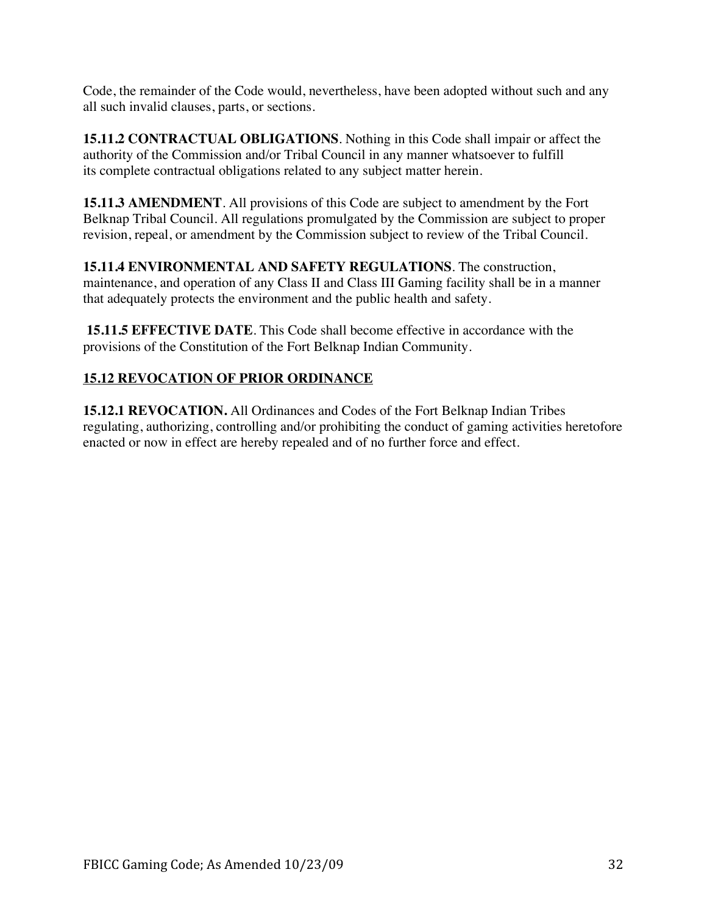Code, the remainder of the Code would, nevertheless, have been adopted without such and any all such invalid clauses, parts, or sections.

**15.11.2 CONTRACTUAL OBLIGATIONS**. Nothing in this Code shall impair or affect the authority of the Commission and/or Tribal Council in any manner whatsoever to fulfill its complete contractual obligations related to any subject matter herein.

**15.11.3 AMENDMENT**. All provisions of this Code are subject to amendment by the Fort Belknap Tribal Council. All regulations promulgated by the Commission are subject to proper revision, repeal, or amendment by the Commission subject to review of the Tribal Council.

**15.11.4 ENVIRONMENTAL AND SAFETY REGULATIONS**. The construction, maintenance, and operation of any Class II and Class III Gaming facility shall be in a manner that adequately protects the environment and the public health and safety.

**15.11.5 EFFECTIVE DATE**. This Code shall become effective in accordance with the provisions of the Constitution of the Fort Belknap Indian Community.

## 15.12 REVOCATION OF PRIOR ORDINANCE

**15.12.1 REVOCATION.** All Ordinances and Codes of the Fort Belknap Indian Tribes regulating, authorizing, controlling and/or prohibiting the conduct of gaming activities heretofore enacted or now in effect are hereby repealed and of no further force and effect.